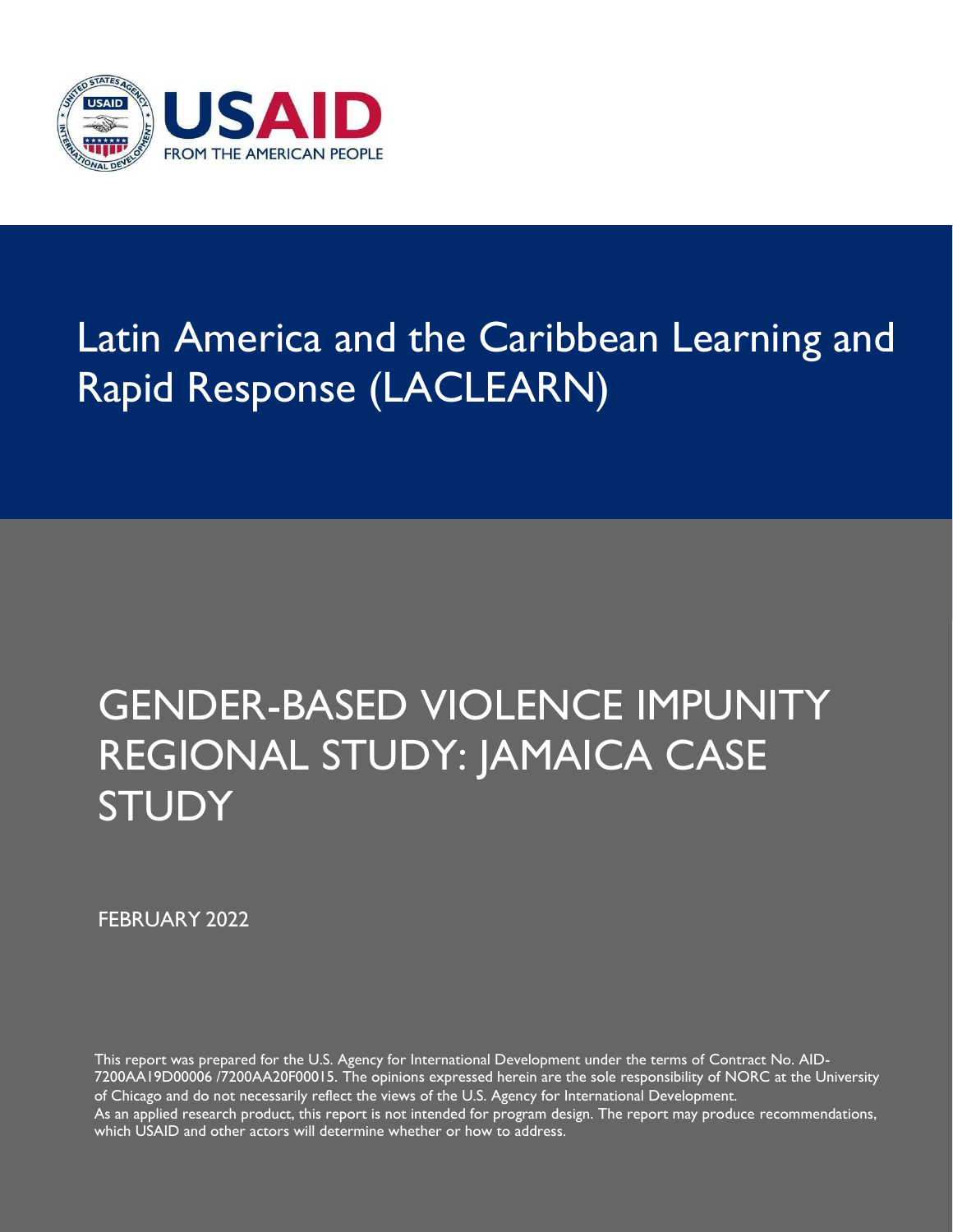USAID FROM THE AMERICAN PEOPLE

# Latin America and the Caribbean Learning and Rapid Response (LACLEARN)

# GENDER-BASED VIOLENCE IMPUNITY REGIONAL STUDY: JAMAICA CASE STUDY

FEBRUARY 2022

This report was prepared for the U.S. Agency for International Development under the terms of Contract No. AID-7200AA19D00006 /7200AA20F00015. The opinions expressed herein are the sole responsibility of NORC at the University of Chicago and do not necessarily reflect the views of the U.S. Agency for International Development.
As an applied research product, this report is not intended for program design. The report may produce recommendations, which USAID and other actors will determine whether or how to address.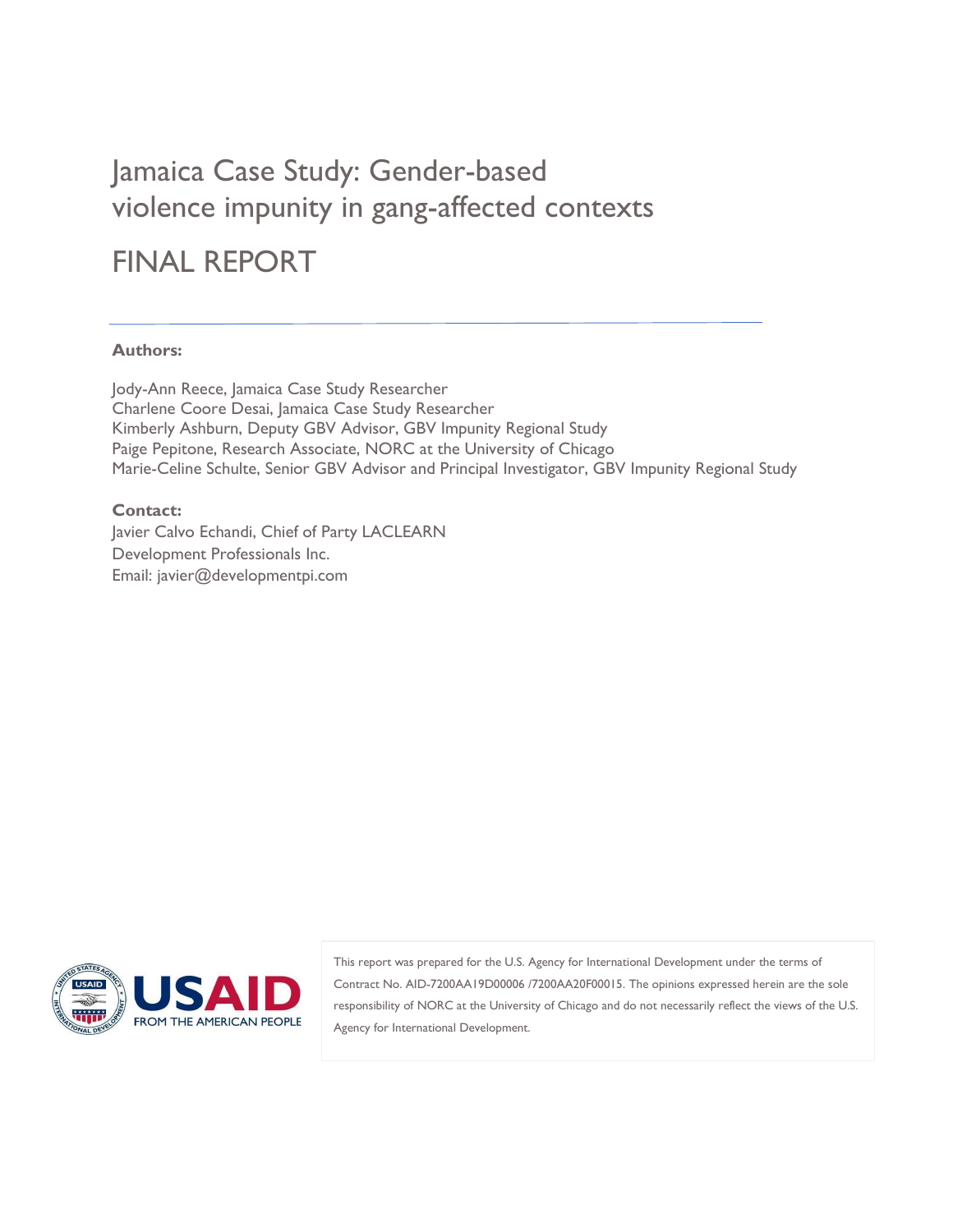# Jamaica Case Study: Gender-based violence impunity in gang-affected contexts

# FINAL REPORT

**Authors:**

Jody-Ann Reece, Jamaica Case Study Researcher
Charlene Coore Desai, Jamaica Case Study Researcher
Kimberly Ashburn, Deputy GBV Advisor, GBV Impunity Regional Study
Paige Pepitone, Research Associate, NORC at the University of Chicago
Marie-Celine Schulte, Senior GBV Advisor and Principal Investigator, GBV Impunity Regional Study

**Contact:**
Javier Calvo Echandi, Chief of Party LACLEARN
Development Professionals Inc.
Email: javier@developmentpi.com

USAID FROM THE AMERICAN PEOPLE

This report was prepared for the U.S. Agency for International Development under the terms of Contract No. AID-7200AA19D00006 /7200AA20F00015. The opinions expressed herein are the sole responsibility of NORC at the University of Chicago and do not necessarily reflect the views of the U.S. Agency for International Development.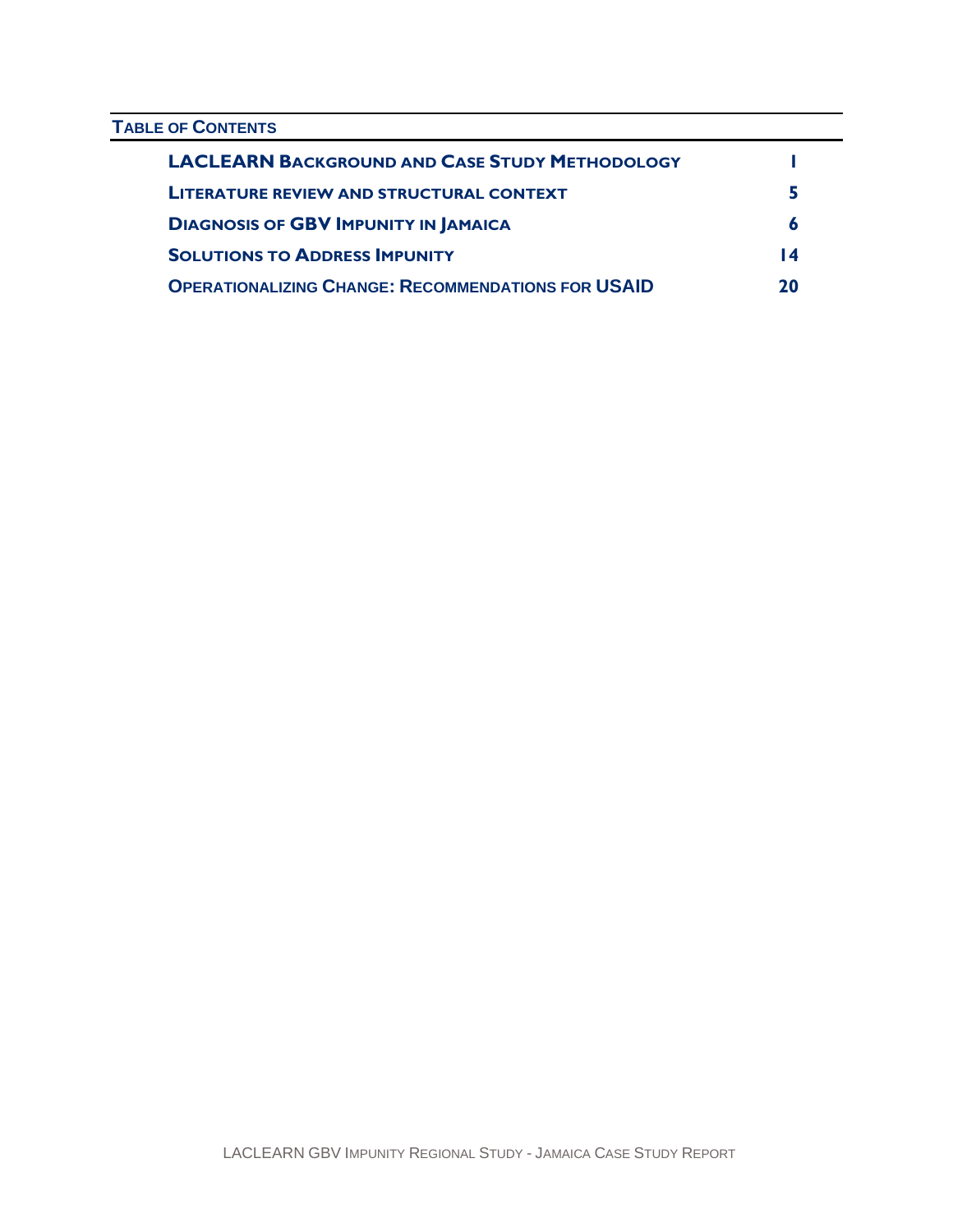## TABLE OF CONTENTS

| | |
|---|---|
| LACLEARN BACKGROUND AND CASE STUDY METHODOLOGY | 1 |
| LITERATURE REVIEW AND STRUCTURAL CONTEXT | 5 |
| DIAGNOSIS OF GBV IMPUNITY IN JAMAICA | 6 |
| SOLUTIONS TO ADDRESS IMPUNITY | 14 |
| OPERATIONALIZING CHANGE: RECOMMENDATIONS FOR USAID | 20 |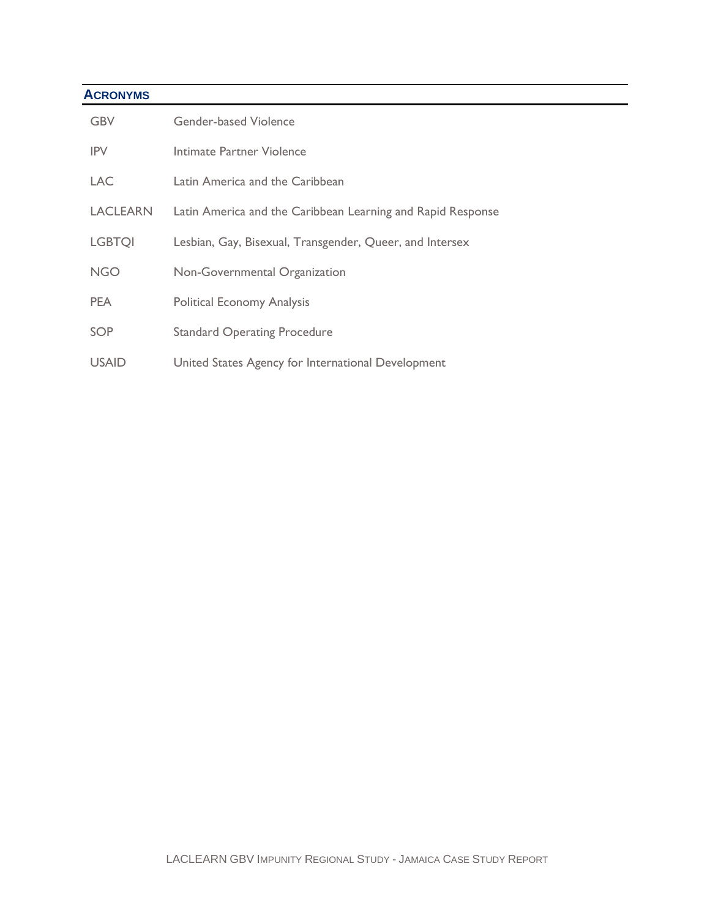## ACRONYMS

| | |
|---|---|
| GBV | Gender-based Violence |
| IPV | Intimate Partner Violence |
| LAC | Latin America and the Caribbean |
| LACLEARN | Latin America and the Caribbean Learning and Rapid Response |
| LGBTQI | Lesbian, Gay, Bisexual, Transgender, Queer, and Intersex |
| NGO | Non-Governmental Organization |
| PEA | Political Economy Analysis |
| SOP | Standard Operating Procedure |
| USAID | United States Agency for International Development |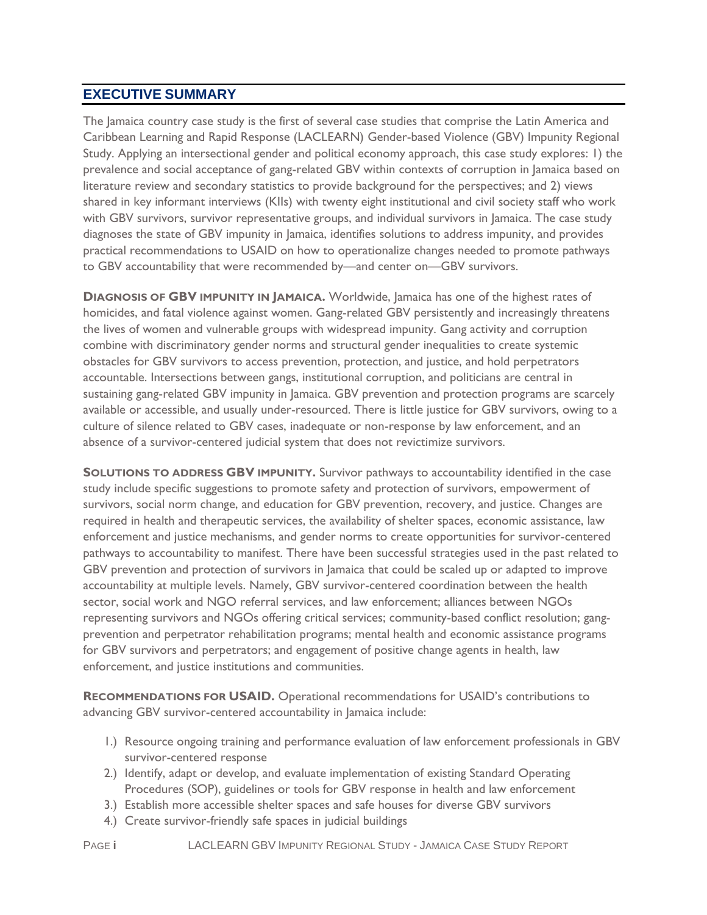## EXECUTIVE SUMMARY

The Jamaica country case study is the first of several case studies that comprise the Latin America and Caribbean Learning and Rapid Response (LACLEARN) Gender-based Violence (GBV) Impunity Regional Study. Applying an intersectional gender and political economy approach, this case study explores: 1) the prevalence and social acceptance of gang-related GBV within contexts of corruption in Jamaica based on literature review and secondary statistics to provide background for the perspectives; and 2) views shared in key informant interviews (KIIs) with twenty eight institutional and civil society staff who work with GBV survivors, survivor representative groups, and individual survivors in Jamaica. The case study diagnoses the state of GBV impunity in Jamaica, identifies solutions to address impunity, and provides practical recommendations to USAID on how to operationalize changes needed to promote pathways to GBV accountability that were recommended by—and center on—GBV survivors.

**DIAGNOSIS OF GBV IMPUNITY IN JAMAICA.** Worldwide, Jamaica has one of the highest rates of homicides, and fatal violence against women. Gang-related GBV persistently and increasingly threatens the lives of women and vulnerable groups with widespread impunity. Gang activity and corruption combine with discriminatory gender norms and structural gender inequalities to create systemic obstacles for GBV survivors to access prevention, protection, and justice, and hold perpetrators accountable. Intersections between gangs, institutional corruption, and politicians are central in sustaining gang-related GBV impunity in Jamaica. GBV prevention and protection programs are scarcely available or accessible, and usually under-resourced. There is little justice for GBV survivors, owing to a culture of silence related to GBV cases, inadequate or non-response by law enforcement, and an absence of a survivor-centered judicial system that does not revictimize survivors.

**SOLUTIONS TO ADDRESS GBV IMPUNITY.** Survivor pathways to accountability identified in the case study include specific suggestions to promote safety and protection of survivors, empowerment of survivors, social norm change, and education for GBV prevention, recovery, and justice. Changes are required in health and therapeutic services, the availability of shelter spaces, economic assistance, law enforcement and justice mechanisms, and gender norms to create opportunities for survivor-centered pathways to accountability to manifest. There have been successful strategies used in the past related to GBV prevention and protection of survivors in Jamaica that could be scaled up or adapted to improve accountability at multiple levels. Namely, GBV survivor-centered coordination between the health sector, social work and NGO referral services, and law enforcement; alliances between NGOs representing survivors and NGOs offering critical services; community-based conflict resolution; gang-prevention and perpetrator rehabilitation programs; mental health and economic assistance programs for GBV survivors and perpetrators; and engagement of positive change agents in health, law enforcement, and justice institutions and communities.

**RECOMMENDATIONS FOR USAID.** Operational recommendations for USAID's contributions to advancing GBV survivor-centered accountability in Jamaica include:

1.) Resource ongoing training and performance evaluation of law enforcement professionals in GBV survivor-centered response
2.) Identify, adapt or develop, and evaluate implementation of existing Standard Operating Procedures (SOP), guidelines or tools for GBV response in health and law enforcement
3.) Establish more accessible shelter spaces and safe houses for diverse GBV survivors
4.) Create survivor-friendly safe spaces in judicial buildings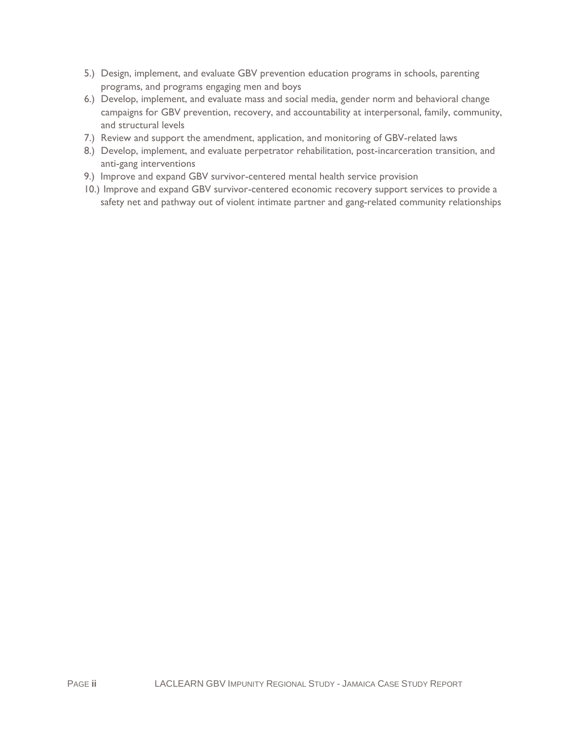5.) Design, implement, and evaluate GBV prevention education programs in schools, parenting programs, and programs engaging men and boys
6.) Develop, implement, and evaluate mass and social media, gender norm and behavioral change campaigns for GBV prevention, recovery, and accountability at interpersonal, family, community, and structural levels
7.) Review and support the amendment, application, and monitoring of GBV-related laws
8.) Develop, implement, and evaluate perpetrator rehabilitation, post-incarceration transition, and anti-gang interventions
9.) Improve and expand GBV survivor-centered mental health service provision
10.) Improve and expand GBV survivor-centered economic recovery support services to provide a safety net and pathway out of violent intimate partner and gang-related community relationships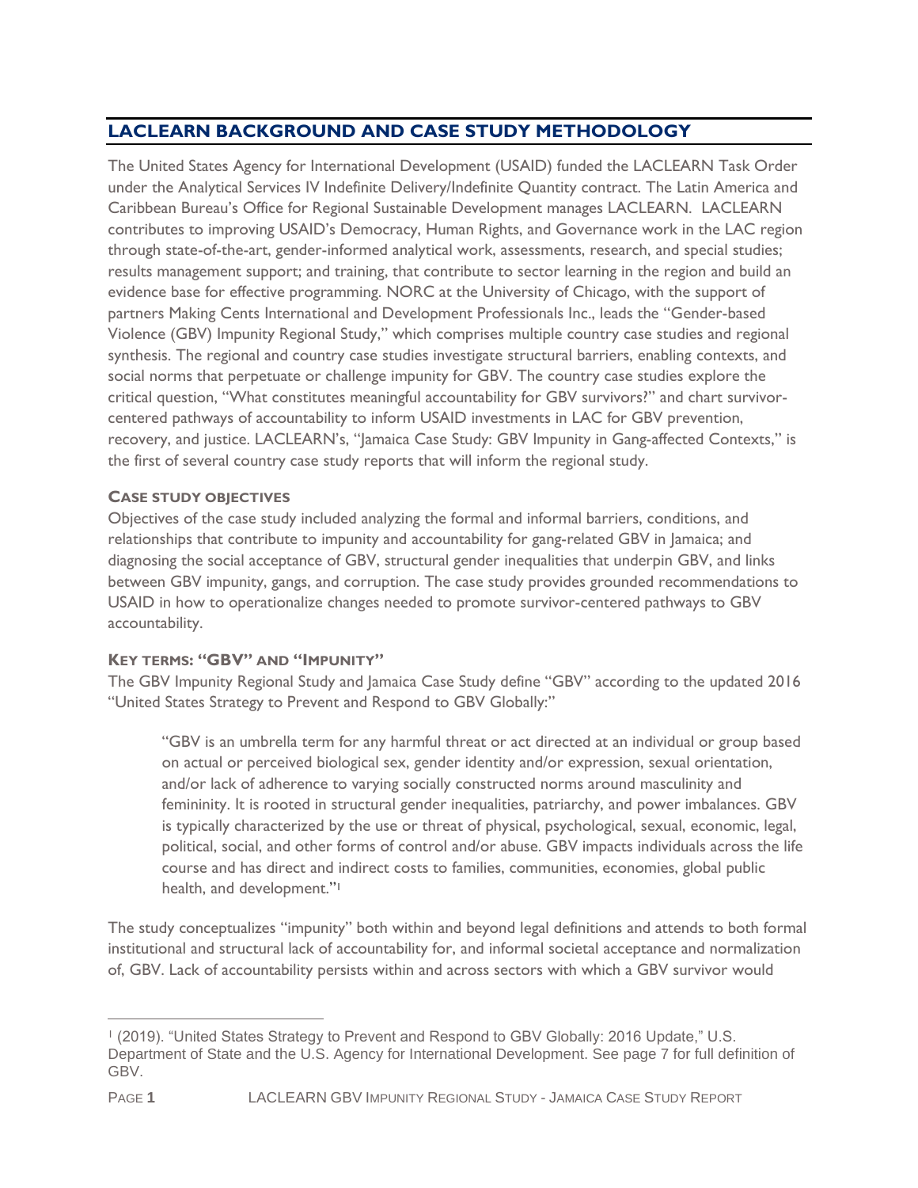## LACLEARN BACKGROUND AND CASE STUDY METHODOLOGY

The United States Agency for International Development (USAID) funded the LACLEARN Task Order under the Analytical Services IV Indefinite Delivery/Indefinite Quantity contract. The Latin America and Caribbean Bureau's Office for Regional Sustainable Development manages LACLEARN. LACLEARN contributes to improving USAID's Democracy, Human Rights, and Governance work in the LAC region through state-of-the-art, gender-informed analytical work, assessments, research, and special studies; results management support; and training, that contribute to sector learning in the region and build an evidence base for effective programming. NORC at the University of Chicago, with the support of partners Making Cents International and Development Professionals Inc., leads the "Gender-based Violence (GBV) Impunity Regional Study," which comprises multiple country case studies and regional synthesis. The regional and country case studies investigate structural barriers, enabling contexts, and social norms that perpetuate or challenge impunity for GBV. The country case studies explore the critical question, "What constitutes meaningful accountability for GBV survivors?" and chart survivor-centered pathways of accountability to inform USAID investments in LAC for GBV prevention, recovery, and justice. LACLEARN's, "Jamaica Case Study: GBV Impunity in Gang-affected Contexts," is the first of several country case study reports that will inform the regional study.

### CASE STUDY OBJECTIVES

Objectives of the case study included analyzing the formal and informal barriers, conditions, and relationships that contribute to impunity and accountability for gang-related GBV in Jamaica; and diagnosing the social acceptance of GBV, structural gender inequalities that underpin GBV, and links between GBV impunity, gangs, and corruption. The case study provides grounded recommendations to USAID in how to operationalize changes needed to promote survivor-centered pathways to GBV accountability.

### KEY TERMS: "GBV" AND "IMPUNITY"

The GBV Impunity Regional Study and Jamaica Case Study define "GBV" according to the updated 2016 "United States Strategy to Prevent and Respond to GBV Globally:"

> "GBV is an umbrella term for any harmful threat or act directed at an individual or group based on actual or perceived biological sex, gender identity and/or expression, sexual orientation, and/or lack of adherence to varying socially constructed norms around masculinity and femininity. It is rooted in structural gender inequalities, patriarchy, and power imbalances. GBV is typically characterized by the use or threat of physical, psychological, sexual, economic, legal, political, social, and other forms of control and/or abuse. GBV impacts individuals across the life course and has direct and indirect costs to families, communities, economies, global public health, and development."[1]

The study conceptualizes "impunity" both within and beyond legal definitions and attends to both formal institutional and structural lack of accountability for, and informal societal acceptance and normalization of, GBV. Lack of accountability persists within and across sectors with which a GBV survivor would

---

[1] (2019). "United States Strategy to Prevent and Respond to GBV Globally: 2016 Update," U.S. Department of State and the U.S. Agency for International Development. See page 7 for full definition of GBV.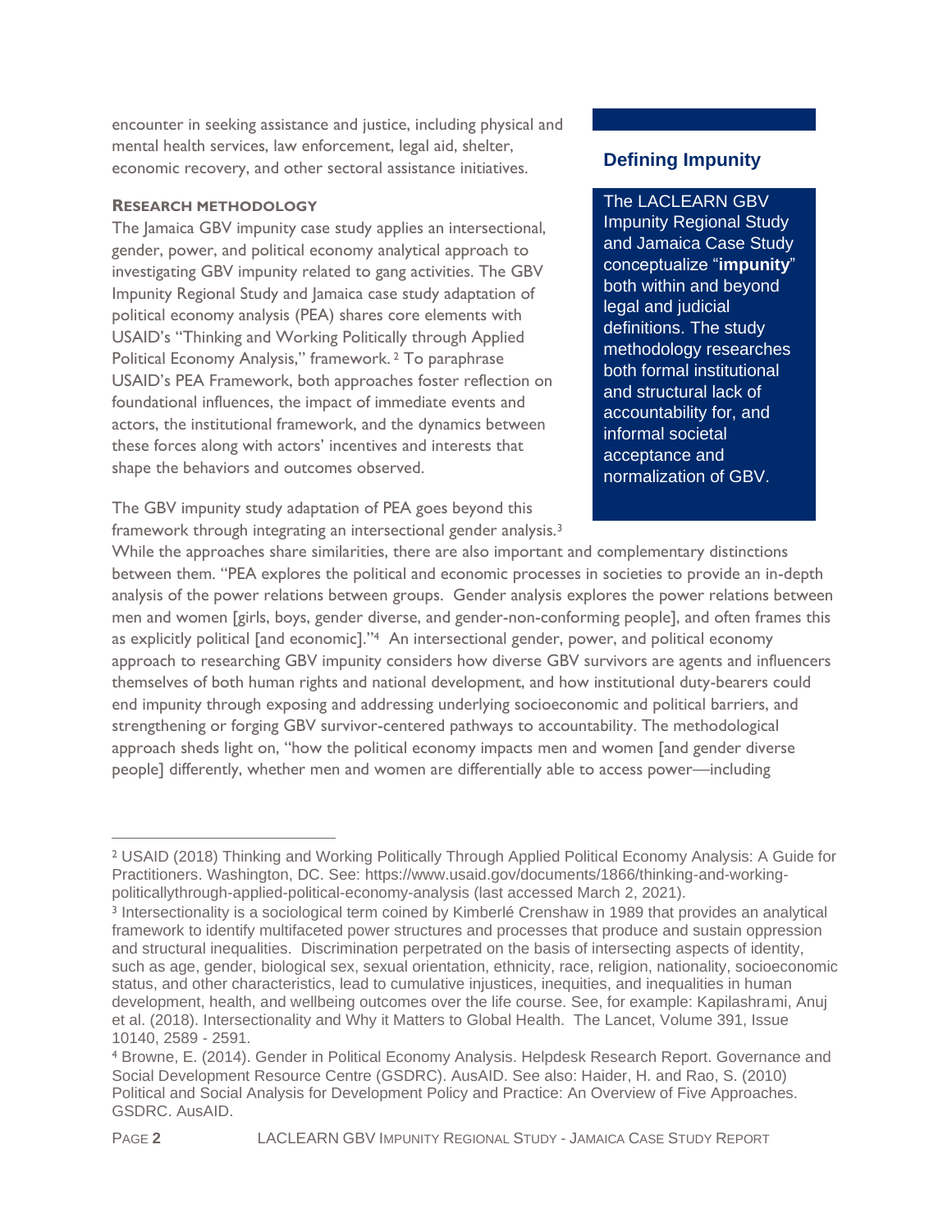encounter in seeking assistance and justice, including physical and mental health services, law enforcement, legal aid, shelter, economic recovery, and other sectoral assistance initiatives.

### RESEARCH METHODOLOGY

The Jamaica GBV impunity case study applies an intersectional, gender, power, and political economy analytical approach to investigating GBV impunity related to gang activities. The GBV Impunity Regional Study and Jamaica case study adaptation of political economy analysis (PEA) shares core elements with USAID's "Thinking and Working Politically through Applied Political Economy Analysis," framework.[2] To paraphrase USAID's PEA Framework, both approaches foster reflection on foundational influences, the impact of immediate events and actors, the institutional framework, and the dynamics between these forces along with actors' incentives and interests that shape the behaviors and outcomes observed.

The GBV impunity study adaptation of PEA goes beyond this framework through integrating an intersectional gender analysis.[3] While the approaches share similarities, there are also important and complementary distinctions between them. "PEA explores the political and economic processes in societies to provide an in-depth analysis of the power relations between groups. Gender analysis explores the power relations between men and women [girls, boys, gender diverse, and gender-non-conforming people], and often frames this as explicitly political [and economic]."[4] An intersectional gender, power, and political economy approach to researching GBV impunity considers how diverse GBV survivors are agents and influencers themselves of both human rights and national development, and how institutional duty-bearers could end impunity through exposing and addressing underlying socioeconomic and political barriers, and strengthening or forging GBV survivor-centered pathways to accountability. The methodological approach sheds light on, "how the political economy impacts men and women [and gender diverse people] differently, whether men and women are differentially able to access power—including

## Defining Impunity

The LACLEARN GBV Impunity Regional Study and Jamaica Case Study conceptualize "**impunity**" both within and beyond legal and judicial definitions. The study methodology researches both formal institutional and structural lack of accountability for, and informal societal acceptance and normalization of GBV.

---

[2] USAID (2018) Thinking and Working Politically Through Applied Political Economy Analysis: A Guide for Practitioners. Washington, DC. See: https://www.usaid.gov/documents/1866/thinking-and-working-politicallythrough-applied-political-economy-analysis (last accessed March 2, 2021).

[3] Intersectionality is a sociological term coined by Kimberlé Crenshaw in 1989 that provides an analytical framework to identify multifaceted power structures and processes that produce and sustain oppression and structural inequalities. Discrimination perpetrated on the basis of intersecting aspects of identity, such as age, gender, biological sex, sexual orientation, ethnicity, race, religion, nationality, socioeconomic status, and other characteristics, lead to cumulative injustices, inequities, and inequalities in human development, health, and wellbeing outcomes over the life course. See, for example: Kapilashrami, Anuj et al. (2018). Intersectionality and Why it Matters to Global Health. The Lancet, Volume 391, Issue 10140, 2589 - 2591.

[4] Browne, E. (2014). Gender in Political Economy Analysis. Helpdesk Research Report. Governance and Social Development Resource Centre (GSDRC). AusAID. See also: Haider, H. and Rao, S. (2010) Political and Social Analysis for Development Policy and Practice: An Overview of Five Approaches. GSDRC. AusAID.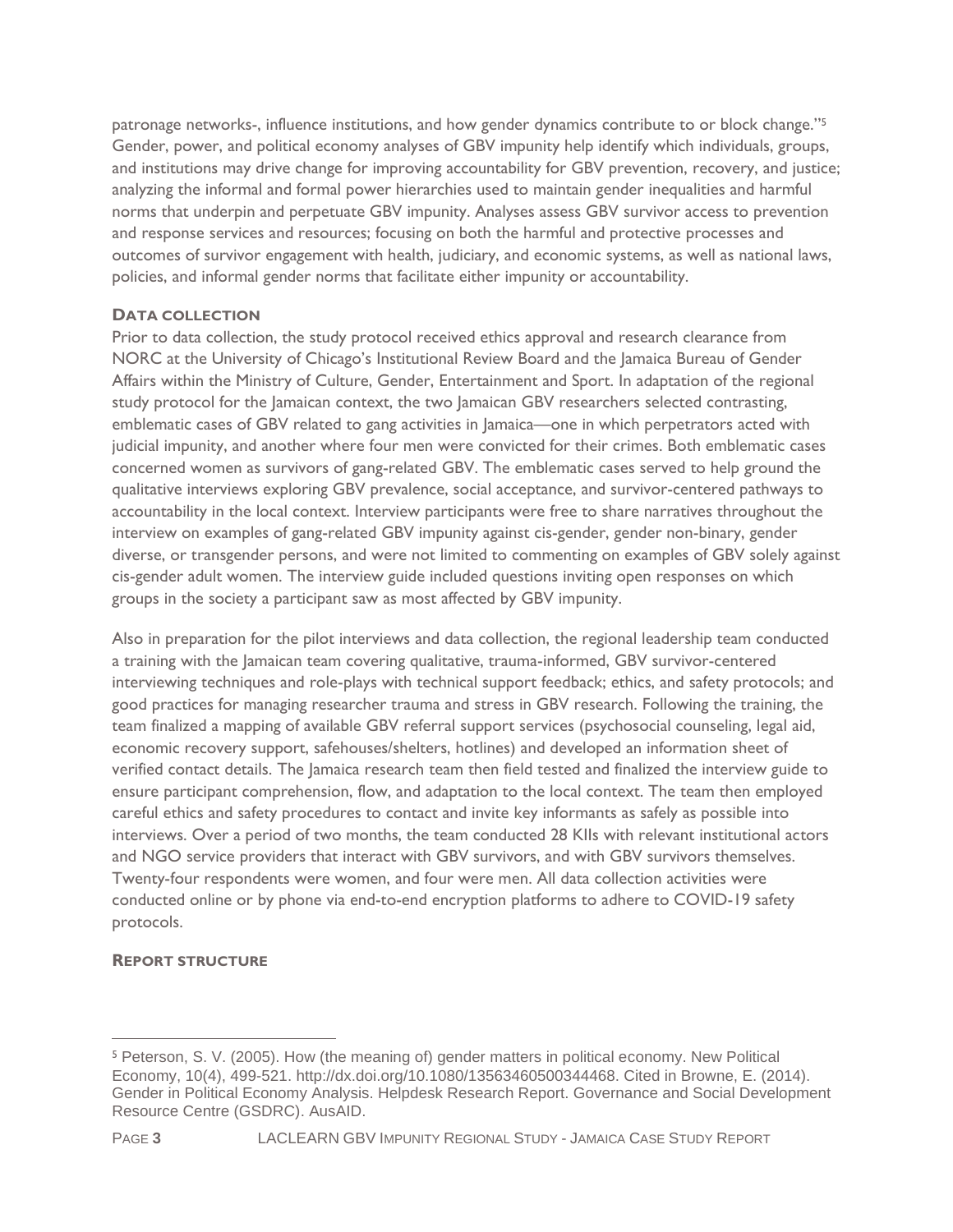patronage networks-, influence institutions, and how gender dynamics contribute to or block change."[5] Gender, power, and political economy analyses of GBV impunity help identify which individuals, groups, and institutions may drive change for improving accountability for GBV prevention, recovery, and justice; analyzing the informal and formal power hierarchies used to maintain gender inequalities and harmful norms that underpin and perpetuate GBV impunity. Analyses assess GBV survivor access to prevention and response services and resources; focusing on both the harmful and protective processes and outcomes of survivor engagement with health, judiciary, and economic systems, as well as national laws, policies, and informal gender norms that facilitate either impunity or accountability.

### DATA COLLECTION

Prior to data collection, the study protocol received ethics approval and research clearance from NORC at the University of Chicago's Institutional Review Board and the Jamaica Bureau of Gender Affairs within the Ministry of Culture, Gender, Entertainment and Sport. In adaptation of the regional study protocol for the Jamaican context, the two Jamaican GBV researchers selected contrasting, emblematic cases of GBV related to gang activities in Jamaica—one in which perpetrators acted with judicial impunity, and another where four men were convicted for their crimes. Both emblematic cases concerned women as survivors of gang-related GBV. The emblematic cases served to help ground the qualitative interviews exploring GBV prevalence, social acceptance, and survivor-centered pathways to accountability in the local context. Interview participants were free to share narratives throughout the interview on examples of gang-related GBV impunity against cis-gender, gender non-binary, gender diverse, or transgender persons, and were not limited to commenting on examples of GBV solely against cis-gender adult women. The interview guide included questions inviting open responses on which groups in the society a participant saw as most affected by GBV impunity.

Also in preparation for the pilot interviews and data collection, the regional leadership team conducted a training with the Jamaican team covering qualitative, trauma-informed, GBV survivor-centered interviewing techniques and role-plays with technical support feedback; ethics, and safety protocols; and good practices for managing researcher trauma and stress in GBV research. Following the training, the team finalized a mapping of available GBV referral support services (psychosocial counseling, legal aid, economic recovery support, safehouses/shelters, hotlines) and developed an information sheet of verified contact details. The Jamaica research team then field tested and finalized the interview guide to ensure participant comprehension, flow, and adaptation to the local context. The team then employed careful ethics and safety procedures to contact and invite key informants as safely as possible into interviews. Over a period of two months, the team conducted 28 KIIs with relevant institutional actors and NGO service providers that interact with GBV survivors, and with GBV survivors themselves. Twenty-four respondents were women, and four were men. All data collection activities were conducted online or by phone via end-to-end encryption platforms to adhere to COVID-19 safety protocols.

### REPORT STRUCTURE

[5] Peterson, S. V. (2005). How (the meaning of) gender matters in political economy. New Political Economy, 10(4), 499-521. http://dx.doi.org/10.1080/13563460500344468. Cited in Browne, E. (2014). Gender in Political Economy Analysis. Helpdesk Research Report. Governance and Social Development Resource Centre (GSDRC). AusAID.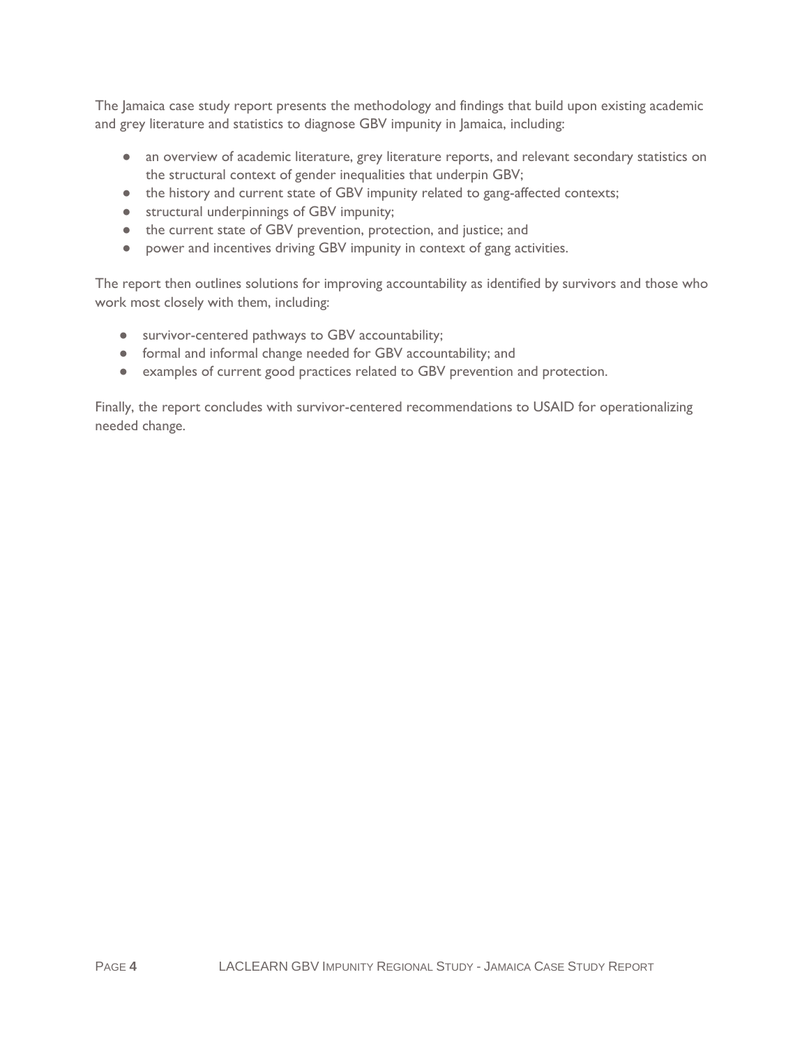The Jamaica case study report presents the methodology and findings that build upon existing academic and grey literature and statistics to diagnose GBV impunity in Jamaica, including:

- an overview of academic literature, grey literature reports, and relevant secondary statistics on the structural context of gender inequalities that underpin GBV;
- the history and current state of GBV impunity related to gang-affected contexts;
- structural underpinnings of GBV impunity;
- the current state of GBV prevention, protection, and justice; and
- power and incentives driving GBV impunity in context of gang activities.

The report then outlines solutions for improving accountability as identified by survivors and those who work most closely with them, including:

- survivor-centered pathways to GBV accountability;
- formal and informal change needed for GBV accountability; and
- examples of current good practices related to GBV prevention and protection.

Finally, the report concludes with survivor-centered recommendations to USAID for operationalizing needed change.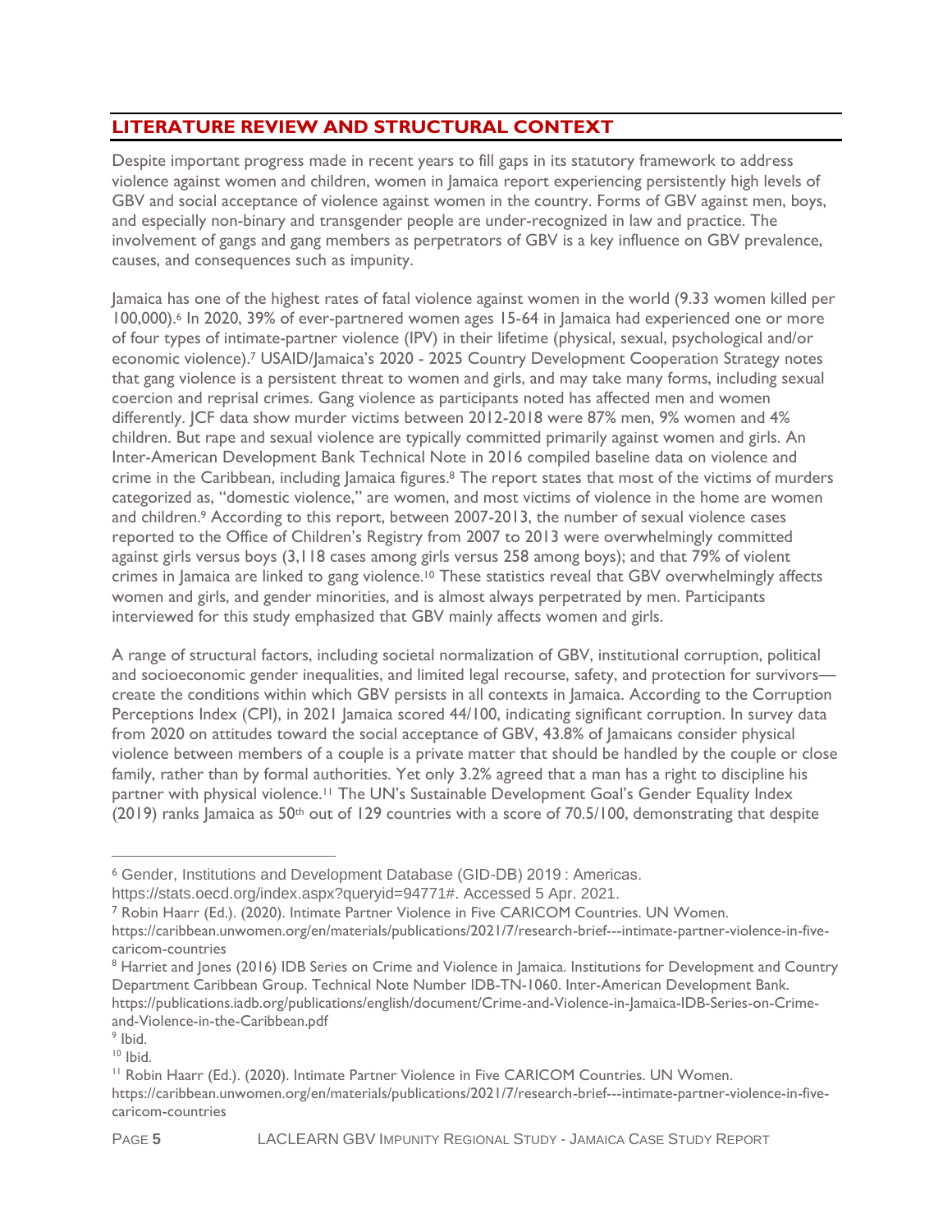## LITERATURE REVIEW AND STRUCTURAL CONTEXT

Despite important progress made in recent years to fill gaps in its statutory framework to address violence against women and children, women in Jamaica report experiencing persistently high levels of GBV and social acceptance of violence against women in the country. Forms of GBV against men, boys, and especially non-binary and transgender people are under-recognized in law and practice. The involvement of gangs and gang members as perpetrators of GBV is a key influence on GBV prevalence, causes, and consequences such as impunity.

Jamaica has one of the highest rates of fatal violence against women in the world (9.33 women killed per 100,000).[6] In 2020, 39% of ever-partnered women ages 15-64 in Jamaica had experienced one or more of four types of intimate-partner violence (IPV) in their lifetime (physical, sexual, psychological and/or economic violence).[7] USAID/Jamaica's 2020 - 2025 Country Development Cooperation Strategy notes that gang violence is a persistent threat to women and girls, and may take many forms, including sexual coercion and reprisal crimes. Gang violence as participants noted has affected men and women differently. JCF data show murder victims between 2012-2018 were 87% men, 9% women and 4% children. But rape and sexual violence are typically committed primarily against women and girls. An Inter-American Development Bank Technical Note in 2016 compiled baseline data on violence and crime in the Caribbean, including Jamaica figures.[8] The report states that most of the victims of murders categorized as, "domestic violence," are women, and most victims of violence in the home are women and children.[9] According to this report, between 2007-2013, the number of sexual violence cases reported to the Office of Children's Registry from 2007 to 2013 were overwhelmingly committed against girls versus boys (3,118 cases among girls versus 258 among boys); and that 79% of violent crimes in Jamaica are linked to gang violence.[10] These statistics reveal that GBV overwhelmingly affects women and girls, and gender minorities, and is almost always perpetrated by men. Participants interviewed for this study emphasized that GBV mainly affects women and girls.

A range of structural factors, including societal normalization of GBV, institutional corruption, political and socioeconomic gender inequalities, and limited legal recourse, safety, and protection for survivors—create the conditions within which GBV persists in all contexts in Jamaica. According to the Corruption Perceptions Index (CPI), in 2021 Jamaica scored 44/100, indicating significant corruption. In survey data from 2020 on attitudes toward the social acceptance of GBV, 43.8% of Jamaicans consider physical violence between members of a couple is a private matter that should be handled by the couple or close family, rather than by formal authorities. Yet only 3.2% agreed that a man has a right to discipline his partner with physical violence.[11] The UN's Sustainable Development Goal's Gender Equality Index (2019) ranks Jamaica as 50th out of 129 countries with a score of 70.5/100, demonstrating that despite

---

[6] Gender, Institutions and Development Database (GID-DB) 2019 : Americas. https://stats.oecd.org/index.aspx?queryid=94771#. Accessed 5 Apr. 2021.

[7] Robin Haarr (Ed.). (2020). Intimate Partner Violence in Five CARICOM Countries. UN Women. https://caribbean.unwomen.org/en/materials/publications/2021/7/research-brief---intimate-partner-violence-in-five-caricom-countries

[8] Harriet and Jones (2016) IDB Series on Crime and Violence in Jamaica. Institutions for Development and Country Department Caribbean Group. Technical Note Number IDB-TN-1060. Inter-American Development Bank. https://publications.iadb.org/publications/english/document/Crime-and-Violence-in-Jamaica-IDB-Series-on-Crime-and-Violence-in-the-Caribbean.pdf

[9] Ibid.

[10] Ibid.

[11] Robin Haarr (Ed.). (2020). Intimate Partner Violence in Five CARICOM Countries. UN Women. https://caribbean.unwomen.org/en/materials/publications/2021/7/research-brief---intimate-partner-violence-in-five-caricom-countries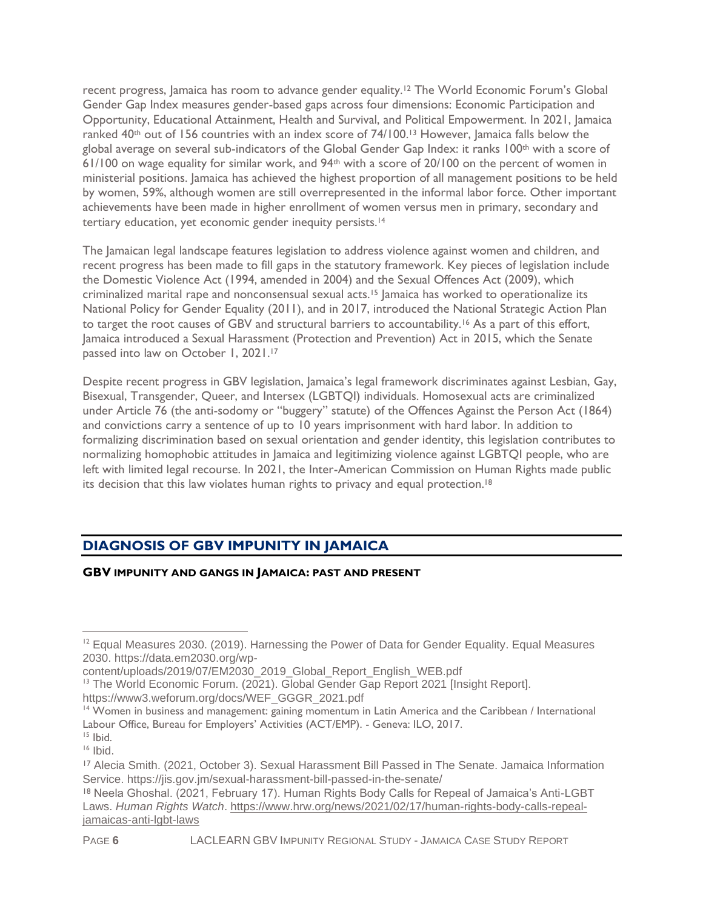recent progress, Jamaica has room to advance gender equality.[12] The World Economic Forum's Global Gender Gap Index measures gender-based gaps across four dimensions: Economic Participation and Opportunity, Educational Attainment, Health and Survival, and Political Empowerment. In 2021, Jamaica ranked 40th out of 156 countries with an index score of 74/100.[13] However, Jamaica falls below the global average on several sub-indicators of the Global Gender Gap Index: it ranks 100th with a score of 61/100 on wage equality for similar work, and 94th with a score of 20/100 on the percent of women in ministerial positions. Jamaica has achieved the highest proportion of all management positions to be held by women, 59%, although women are still overrepresented in the informal labor force. Other important achievements have been made in higher enrollment of women versus men in primary, secondary and tertiary education, yet economic gender inequity persists.[14]

The Jamaican legal landscape features legislation to address violence against women and children, and recent progress has been made to fill gaps in the statutory framework. Key pieces of legislation include the Domestic Violence Act (1994, amended in 2004) and the Sexual Offences Act (2009), which criminalized marital rape and nonconsensual sexual acts.[15] Jamaica has worked to operationalize its National Policy for Gender Equality (2011), and in 2017, introduced the National Strategic Action Plan to target the root causes of GBV and structural barriers to accountability.[16] As a part of this effort, Jamaica introduced a Sexual Harassment (Protection and Prevention) Act in 2015, which the Senate passed into law on October 1, 2021.[17]

Despite recent progress in GBV legislation, Jamaica's legal framework discriminates against Lesbian, Gay, Bisexual, Transgender, Queer, and Intersex (LGBTQI) individuals. Homosexual acts are criminalized under Article 76 (the anti-sodomy or "buggery" statute) of the Offences Against the Person Act (1864) and convictions carry a sentence of up to 10 years imprisonment with hard labor. In addition to formalizing discrimination based on sexual orientation and gender identity, this legislation contributes to normalizing homophobic attitudes in Jamaica and legitimizing violence against LGBTQI people, who are left with limited legal recourse. In 2021, the Inter-American Commission on Human Rights made public its decision that this law violates human rights to privacy and equal protection.[18]

## DIAGNOSIS OF GBV IMPUNITY IN JAMAICA

### GBV IMPUNITY AND GANGS IN JAMAICA: PAST AND PRESENT

---

[12] Equal Measures 2030. (2019). Harnessing the Power of Data for Gender Equality. Equal Measures 2030. https://data.em2030.org/wp-content/uploads/2019/07/EM2030_2019_Global_Report_English_WEB.pdf

[13] The World Economic Forum. (2021). Global Gender Gap Report 2021 [Insight Report]. https://www3.weforum.org/docs/WEF_GGGR_2021.pdf

[14] Women in business and management: gaining momentum in Latin America and the Caribbean / International Labour Office, Bureau for Employers' Activities (ACT/EMP). - Geneva: ILO, 2017.

[15] Ibid.

[16] Ibid.

[17] Alecia Smith. (2021, October 3). Sexual Harassment Bill Passed in The Senate. Jamaica Information Service. https://jis.gov.jm/sexual-harassment-bill-passed-in-the-senate/

[18] Neela Ghoshal. (2021, February 17). Human Rights Body Calls for Repeal of Jamaica's Anti-LGBT Laws. *Human Rights Watch*. https://www.hrw.org/news/2021/02/17/human-rights-body-calls-repeal-jamaicas-anti-lgbt-laws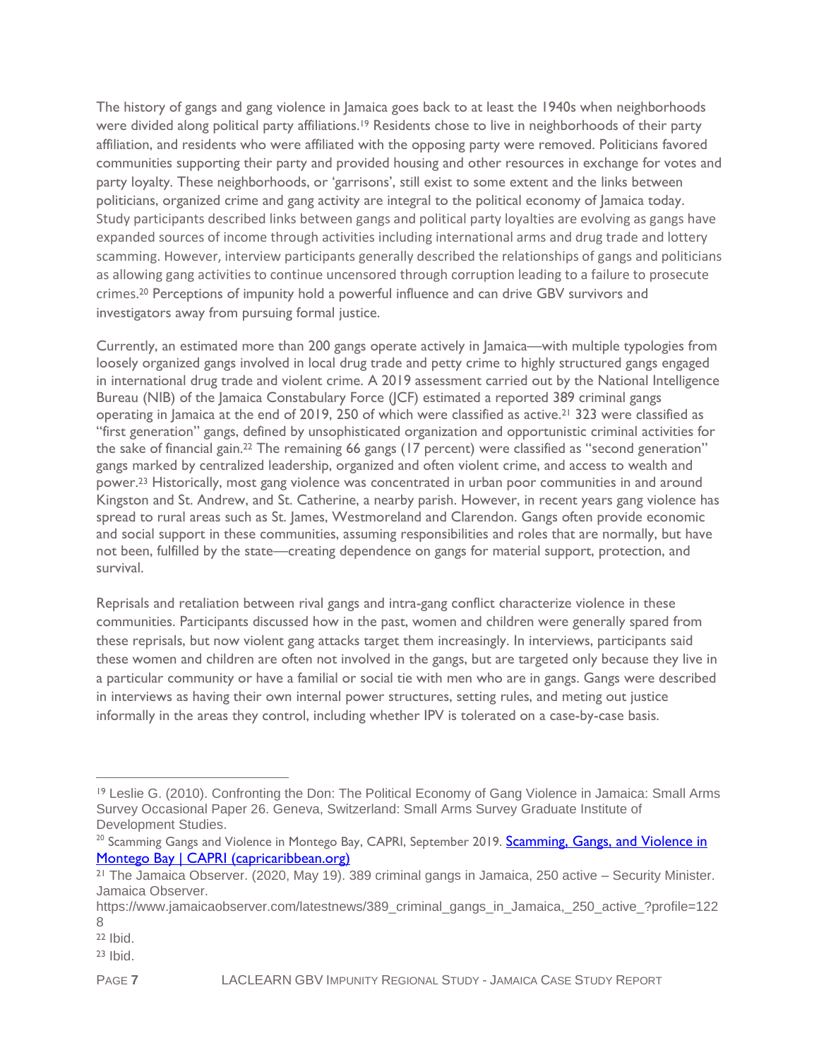The history of gangs and gang violence in Jamaica goes back to at least the 1940s when neighborhoods were divided along political party affiliations.[19] Residents chose to live in neighborhoods of their party affiliation, and residents who were affiliated with the opposing party were removed. Politicians favored communities supporting their party and provided housing and other resources in exchange for votes and party loyalty. These neighborhoods, or 'garrisons', still exist to some extent and the links between politicians, organized crime and gang activity are integral to the political economy of Jamaica today. Study participants described links between gangs and political party loyalties are evolving as gangs have expanded sources of income through activities including international arms and drug trade and lottery scamming. However, interview participants generally described the relationships of gangs and politicians as allowing gang activities to continue uncensored through corruption leading to a failure to prosecute crimes.[20] Perceptions of impunity hold a powerful influence and can drive GBV survivors and investigators away from pursuing formal justice.

Currently, an estimated more than 200 gangs operate actively in Jamaica—with multiple typologies from loosely organized gangs involved in local drug trade and petty crime to highly structured gangs engaged in international drug trade and violent crime. A 2019 assessment carried out by the National Intelligence Bureau (NIB) of the Jamaica Constabulary Force (JCF) estimated a reported 389 criminal gangs operating in Jamaica at the end of 2019, 250 of which were classified as active.[21] 323 were classified as "first generation" gangs, defined by unsophisticated organization and opportunistic criminal activities for the sake of financial gain.[22] The remaining 66 gangs (17 percent) were classified as "second generation" gangs marked by centralized leadership, organized and often violent crime, and access to wealth and power.[23] Historically, most gang violence was concentrated in urban poor communities in and around Kingston and St. Andrew, and St. Catherine, a nearby parish. However, in recent years gang violence has spread to rural areas such as St. James, Westmoreland and Clarendon. Gangs often provide economic and social support in these communities, assuming responsibilities and roles that are normally, but have not been, fulfilled by the state—creating dependence on gangs for material support, protection, and survival.

Reprisals and retaliation between rival gangs and intra-gang conflict characterize violence in these communities. Participants discussed how in the past, women and children were generally spared from these reprisals, but now violent gang attacks target them increasingly. In interviews, participants said these women and children are often not involved in the gangs, but are targeted only because they live in a particular community or have a familial or social tie with men who are in gangs. Gangs were described in interviews as having their own internal power structures, setting rules, and meting out justice informally in the areas they control, including whether IPV is tolerated on a case-by-case basis.

---

[19] Leslie G. (2010). Confronting the Don: The Political Economy of Gang Violence in Jamaica: Small Arms Survey Occasional Paper 26. Geneva, Switzerland: Small Arms Survey Graduate Institute of Development Studies.

[20] Scamming Gangs and Violence in Montego Bay, CAPRI, September 2019. [Scamming, Gangs, and Violence in Montego Bay | CAPRI (capricaribbean.org)]

[21] The Jamaica Observer. (2020, May 19). 389 criminal gangs in Jamaica, 250 active – Security Minister. Jamaica Observer. https://www.jamaicaobserver.com/latestnews/389_criminal_gangs_in_Jamaica,_250_active_?profile=1228

[22] Ibid.

[23] Ibid.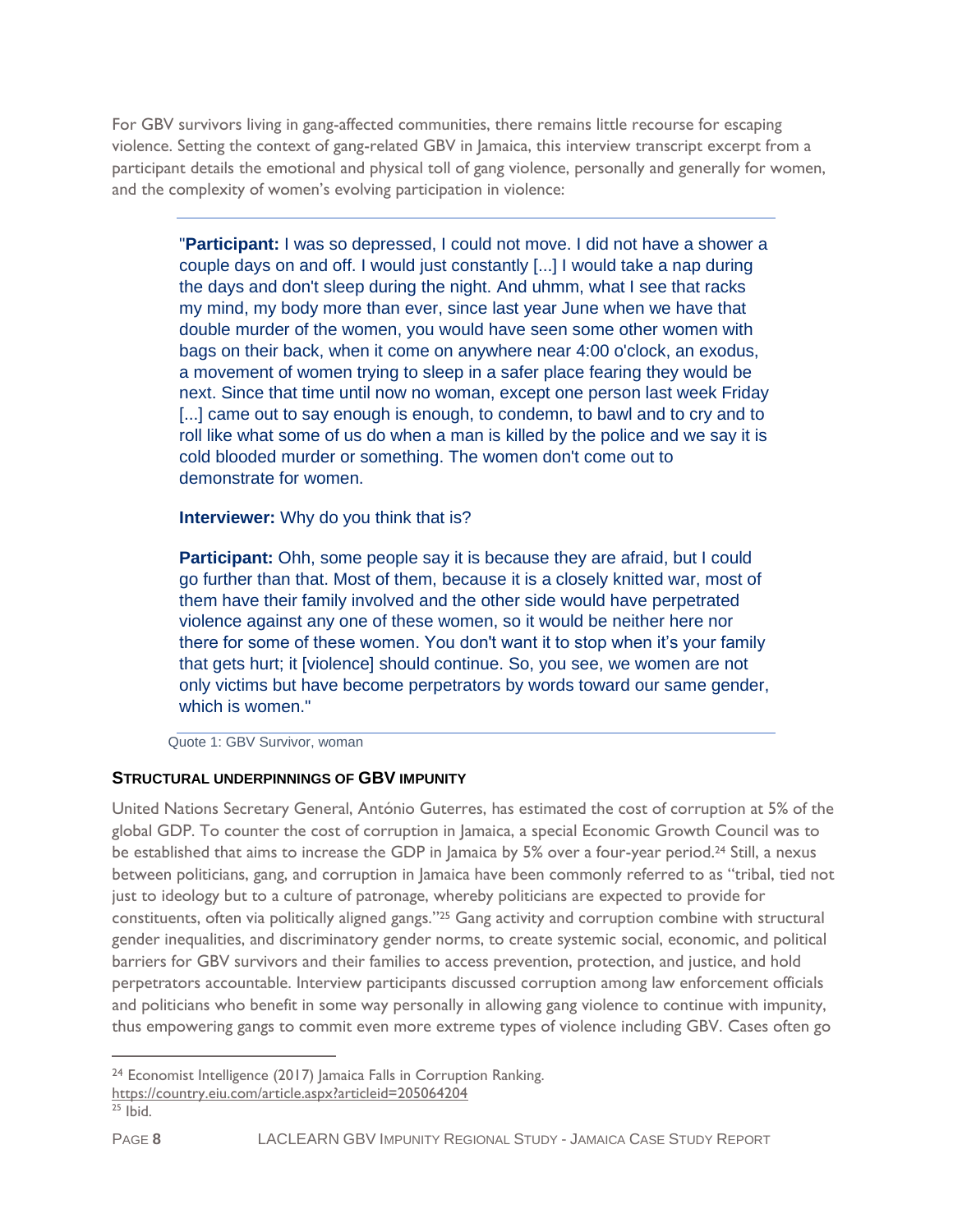For GBV survivors living in gang-affected communities, there remains little recourse for escaping violence. Setting the context of gang-related GBV in Jamaica, this interview transcript excerpt from a participant details the emotional and physical toll of gang violence, personally and generally for women, and the complexity of women's evolving participation in violence:

> "**Participant:** I was so depressed, I could not move. I did not have a shower a couple days on and off. I would just constantly [...] I would take a nap during the days and don't sleep during the night. And uhmm, what I see that racks my mind, my body more than ever, since last year June when we have that double murder of the women, you would have seen some other women with bags on their back, when it come on anywhere near 4:00 o'clock, an exodus, a movement of women trying to sleep in a safer place fearing they would be next. Since that time until now no woman, except one person last week Friday [...] came out to say enough is enough, to condemn, to bawl and to cry and to roll like what some of us do when a man is killed by the police and we say it is cold blooded murder or something. The women don't come out to demonstrate for women.
>
> **Interviewer:** Why do you think that is?
>
> **Participant:** Ohh, some people say it is because they are afraid, but I could go further than that. Most of them, because it is a closely knitted war, most of them have their family involved and the other side would have perpetrated violence against any one of these women, so it would be neither here nor there for some of these women. You don't want it to stop when it's your family that gets hurt; it [violence] should continue. So, you see, we women are not only victims but have become perpetrators by words toward our same gender, which is women."

Quote 1: GBV Survivor, woman

### STRUCTURAL UNDERPINNINGS OF GBV IMPUNITY

United Nations Secretary General, António Guterres, has estimated the cost of corruption at 5% of the global GDP. To counter the cost of corruption in Jamaica, a special Economic Growth Council was to be established that aims to increase the GDP in Jamaica by 5% over a four-year period.[24] Still, a nexus between politicians, gang, and corruption in Jamaica have been commonly referred to as "tribal, tied not just to ideology but to a culture of patronage, whereby politicians are expected to provide for constituents, often via politically aligned gangs."[25] Gang activity and corruption combine with structural gender inequalities, and discriminatory gender norms, to create systemic social, economic, and political barriers for GBV survivors and their families to access prevention, protection, and justice, and hold perpetrators accountable. Interview participants discussed corruption among law enforcement officials and politicians who benefit in some way personally in allowing gang violence to continue with impunity, thus empowering gangs to commit even more extreme types of violence including GBV. Cases often go

[24] Economist Intelligence (2017) Jamaica Falls in Corruption Ranking. https://country.eiu.com/article.aspx?articleid=205064204

[25] Ibid.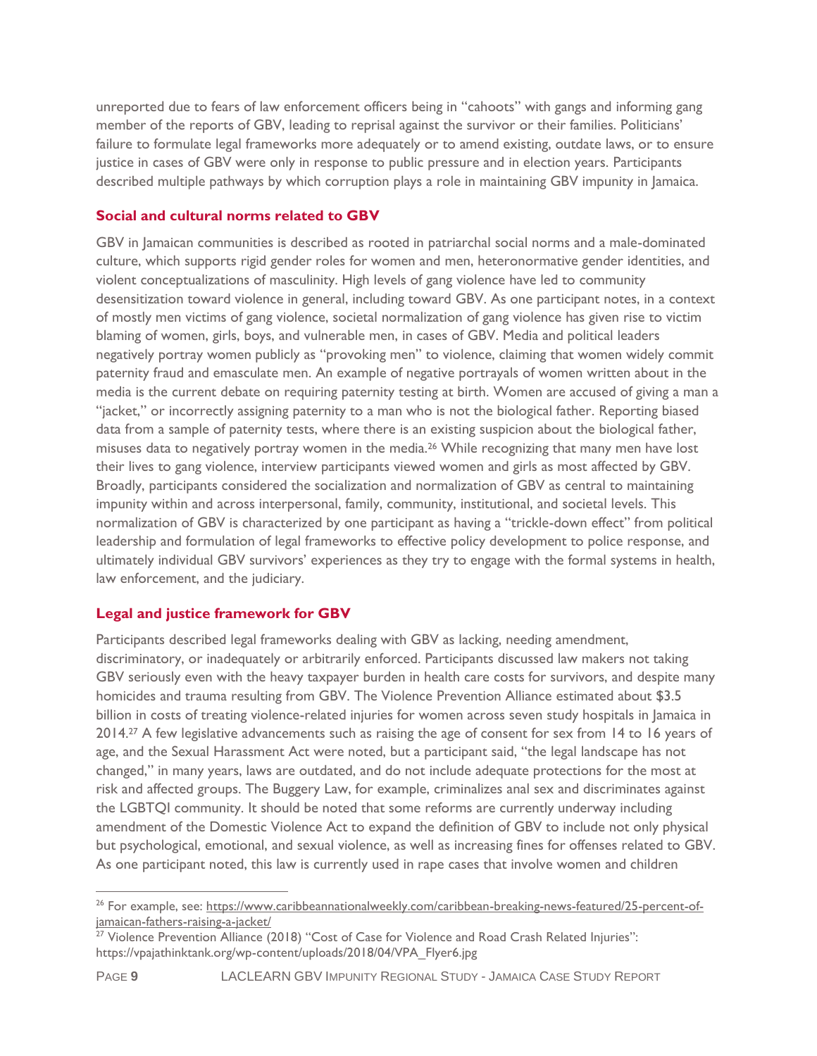unreported due to fears of law enforcement officers being in "cahoots" with gangs and informing gang member of the reports of GBV, leading to reprisal against the survivor or their families. Politicians' failure to formulate legal frameworks more adequately or to amend existing, outdate laws, or to ensure justice in cases of GBV were only in response to public pressure and in election years. Participants described multiple pathways by which corruption plays a role in maintaining GBV impunity in Jamaica.

### Social and cultural norms related to GBV

GBV in Jamaican communities is described as rooted in patriarchal social norms and a male-dominated culture, which supports rigid gender roles for women and men, heteronormative gender identities, and violent conceptualizations of masculinity. High levels of gang violence have led to community desensitization toward violence in general, including toward GBV. As one participant notes, in a context of mostly men victims of gang violence, societal normalization of gang violence has given rise to victim blaming of women, girls, boys, and vulnerable men, in cases of GBV. Media and political leaders negatively portray women publicly as "provoking men" to violence, claiming that women widely commit paternity fraud and emasculate men. An example of negative portrayals of women written about in the media is the current debate on requiring paternity testing at birth. Women are accused of giving a man a "jacket," or incorrectly assigning paternity to a man who is not the biological father. Reporting biased data from a sample of paternity tests, where there is an existing suspicion about the biological father, misuses data to negatively portray women in the media.[26] While recognizing that many men have lost their lives to gang violence, interview participants viewed women and girls as most affected by GBV. Broadly, participants considered the socialization and normalization of GBV as central to maintaining impunity within and across interpersonal, family, community, institutional, and societal levels. This normalization of GBV is characterized by one participant as having a "trickle-down effect" from political leadership and formulation of legal frameworks to effective policy development to police response, and ultimately individual GBV survivors' experiences as they try to engage with the formal systems in health, law enforcement, and the judiciary.

### Legal and justice framework for GBV

Participants described legal frameworks dealing with GBV as lacking, needing amendment, discriminatory, or inadequately or arbitrarily enforced. Participants discussed law makers not taking GBV seriously even with the heavy taxpayer burden in health care costs for survivors, and despite many homicides and trauma resulting from GBV. The Violence Prevention Alliance estimated about $3.5 billion in costs of treating violence-related injuries for women across seven study hospitals in Jamaica in 2014.[27] A few legislative advancements such as raising the age of consent for sex from 14 to 16 years of age, and the Sexual Harassment Act were noted, but a participant said, "the legal landscape has not changed," in many years, laws are outdated, and do not include adequate protections for the most at risk and affected groups. The Buggery Law, for example, criminalizes anal sex and discriminates against the LGBTQI community. It should be noted that some reforms are currently underway including amendment of the Domestic Violence Act to expand the definition of GBV to include not only physical but psychological, emotional, and sexual violence, as well as increasing fines for offenses related to GBV. As one participant noted, this law is currently used in rape cases that involve women and children

---

[26] For example, see: https://www.caribbeannationalweekly.com/caribbean-breaking-news-featured/25-percent-of-jamaican-fathers-raising-a-jacket/

[27] Violence Prevention Alliance (2018) "Cost of Case for Violence and Road Crash Related Injuries": https://vpajathinktank.org/wp-content/uploads/2018/04/VPA_Flyer6.jpg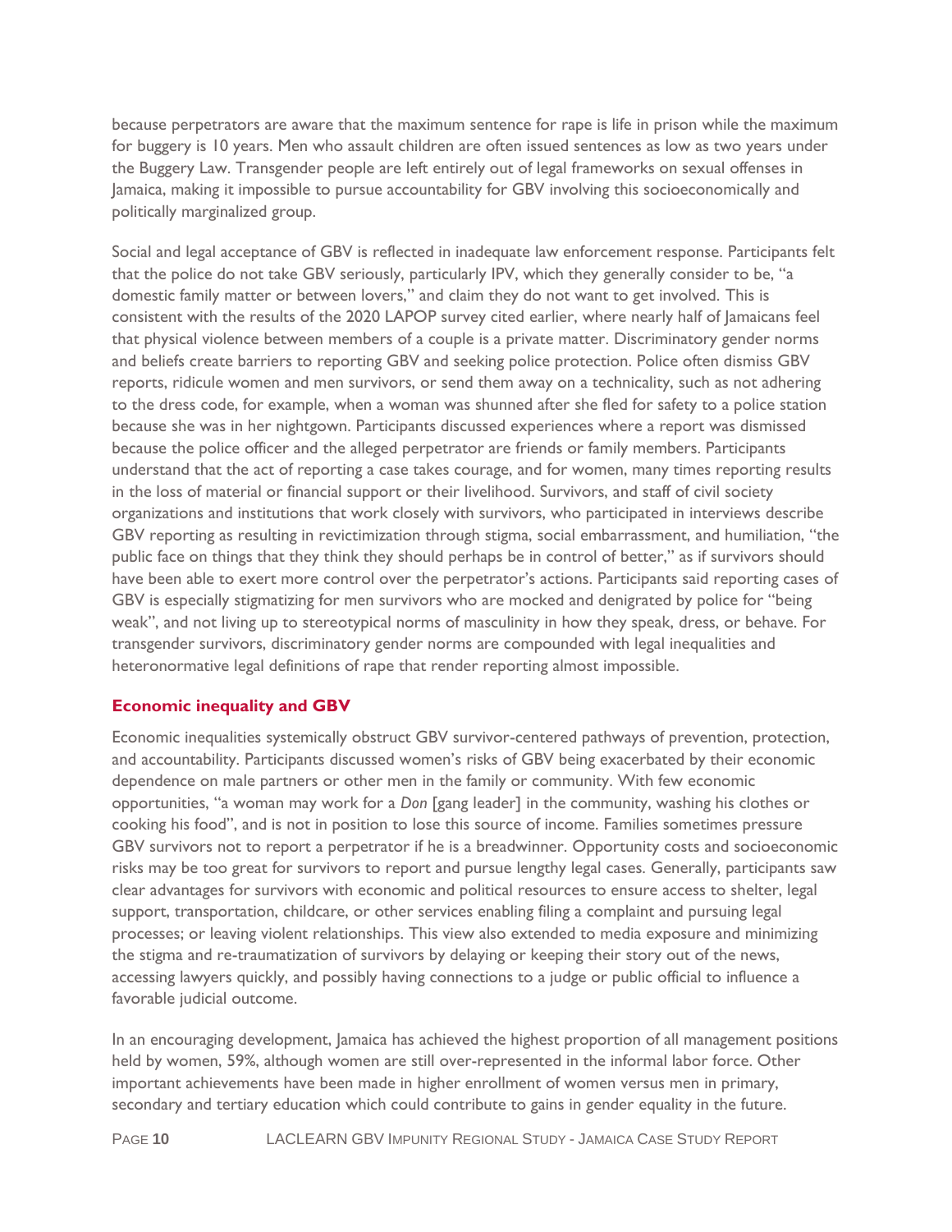because perpetrators are aware that the maximum sentence for rape is life in prison while the maximum for buggery is 10 years. Men who assault children are often issued sentences as low as two years under the Buggery Law. Transgender people are left entirely out of legal frameworks on sexual offenses in Jamaica, making it impossible to pursue accountability for GBV involving this socioeconomically and politically marginalized group.

Social and legal acceptance of GBV is reflected in inadequate law enforcement response. Participants felt that the police do not take GBV seriously, particularly IPV, which they generally consider to be, "a domestic family matter or between lovers," and claim they do not want to get involved. This is consistent with the results of the 2020 LAPOP survey cited earlier, where nearly half of Jamaicans feel that physical violence between members of a couple is a private matter. Discriminatory gender norms and beliefs create barriers to reporting GBV and seeking police protection. Police often dismiss GBV reports, ridicule women and men survivors, or send them away on a technicality, such as not adhering to the dress code, for example, when a woman was shunned after she fled for safety to a police station because she was in her nightgown. Participants discussed experiences where a report was dismissed because the police officer and the alleged perpetrator are friends or family members. Participants understand that the act of reporting a case takes courage, and for women, many times reporting results in the loss of material or financial support or their livelihood. Survivors, and staff of civil society organizations and institutions that work closely with survivors, who participated in interviews describe GBV reporting as resulting in revictimization through stigma, social embarrassment, and humiliation, "the public face on things that they think they should perhaps be in control of better," as if survivors should have been able to exert more control over the perpetrator's actions. Participants said reporting cases of GBV is especially stigmatizing for men survivors who are mocked and denigrated by police for "being weak", and not living up to stereotypical norms of masculinity in how they speak, dress, or behave. For transgender survivors, discriminatory gender norms are compounded with legal inequalities and heteronormative legal definitions of rape that render reporting almost impossible.

### Economic inequality and GBV

Economic inequalities systemically obstruct GBV survivor-centered pathways of prevention, protection, and accountability. Participants discussed women's risks of GBV being exacerbated by their economic dependence on male partners or other men in the family or community. With few economic opportunities, "a woman may work for a *Don* [gang leader] in the community, washing his clothes or cooking his food", and is not in position to lose this source of income. Families sometimes pressure GBV survivors not to report a perpetrator if he is a breadwinner. Opportunity costs and socioeconomic risks may be too great for survivors to report and pursue lengthy legal cases. Generally, participants saw clear advantages for survivors with economic and political resources to ensure access to shelter, legal support, transportation, childcare, or other services enabling filing a complaint and pursuing legal processes; or leaving violent relationships. This view also extended to media exposure and minimizing the stigma and re-traumatization of survivors by delaying or keeping their story out of the news, accessing lawyers quickly, and possibly having connections to a judge or public official to influence a favorable judicial outcome.

In an encouraging development, Jamaica has achieved the highest proportion of all management positions held by women, 59%, although women are still over-represented in the informal labor force. Other important achievements have been made in higher enrollment of women versus men in primary, secondary and tertiary education which could contribute to gains in gender equality in the future.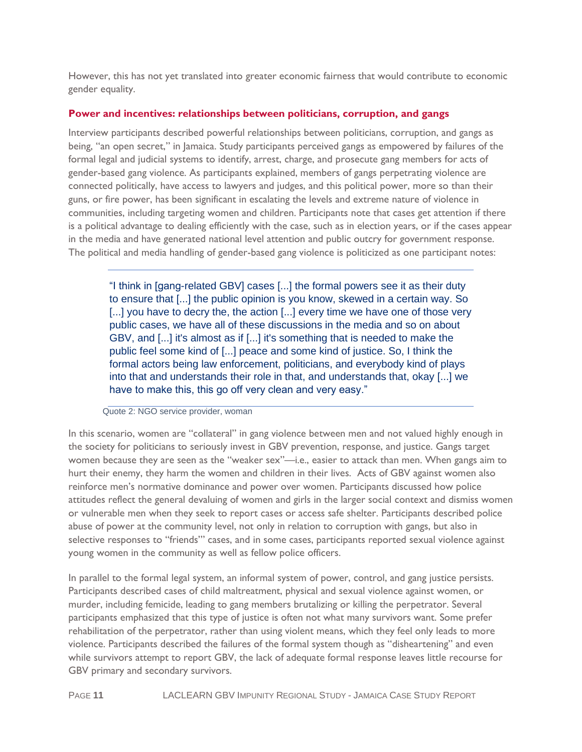However, this has not yet translated into greater economic fairness that would contribute to economic gender equality.

### Power and incentives: relationships between politicians, corruption, and gangs

Interview participants described powerful relationships between politicians, corruption, and gangs as being, "an open secret," in Jamaica. Study participants perceived gangs as empowered by failures of the formal legal and judicial systems to identify, arrest, charge, and prosecute gang members for acts of gender-based gang violence. As participants explained, members of gangs perpetrating violence are connected politically, have access to lawyers and judges, and this political power, more so than their guns, or fire power, has been significant in escalating the levels and extreme nature of violence in communities, including targeting women and children. Participants note that cases get attention if there is a political advantage to dealing efficiently with the case, such as in election years, or if the cases appear in the media and have generated national level attention and public outcry for government response. The political and media handling of gender-based gang violence is politicized as one participant notes:

> "I think in [gang-related GBV] cases [...] the formal powers see it as their duty to ensure that [...] the public opinion is you know, skewed in a certain way. So [...] you have to decry the, the action [...] every time we have one of those very public cases, we have all of these discussions in the media and so on about GBV, and [...] it's almost as if [...] it's something that is needed to make the public feel some kind of [...] peace and some kind of justice. So, I think the formal actors being law enforcement, politicians, and everybody kind of plays into that and understands their role in that, and understands that, okay [...] we have to make this, this go off very clean and very easy."

Quote 2: NGO service provider, woman

In this scenario, women are "collateral" in gang violence between men and not valued highly enough in the society for politicians to seriously invest in GBV prevention, response, and justice. Gangs target women because they are seen as the "weaker sex"—i.e., easier to attack than men. When gangs aim to hurt their enemy, they harm the women and children in their lives. Acts of GBV against women also reinforce men's normative dominance and power over women. Participants discussed how police attitudes reflect the general devaluing of women and girls in the larger social context and dismiss women or vulnerable men when they seek to report cases or access safe shelter. Participants described police abuse of power at the community level, not only in relation to corruption with gangs, but also in selective responses to "friends'" cases, and in some cases, participants reported sexual violence against young women in the community as well as fellow police officers.

In parallel to the formal legal system, an informal system of power, control, and gang justice persists. Participants described cases of child maltreatment, physical and sexual violence against women, or murder, including femicide, leading to gang members brutalizing or killing the perpetrator. Several participants emphasized that this type of justice is often not what many survivors want. Some prefer rehabilitation of the perpetrator, rather than using violent means, which they feel only leads to more violence. Participants described the failures of the formal system though as "disheartening" and even while survivors attempt to report GBV, the lack of adequate formal response leaves little recourse for GBV primary and secondary survivors.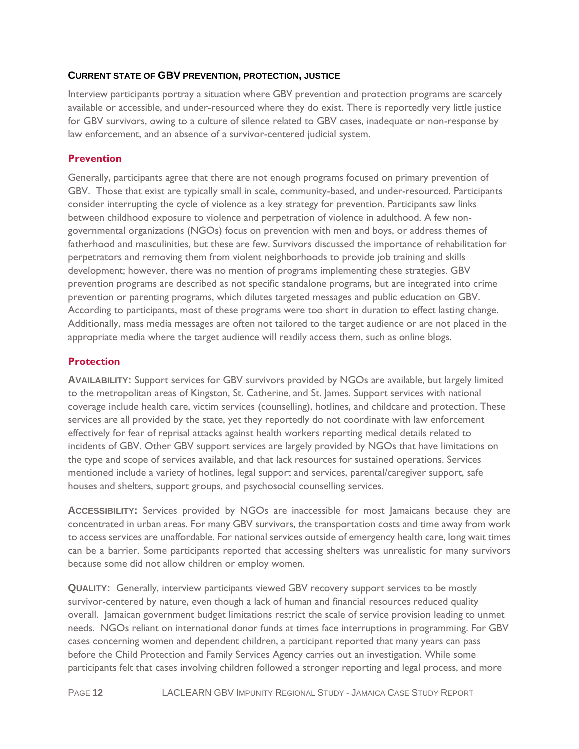### CURRENT STATE OF GBV PREVENTION, PROTECTION, JUSTICE

Interview participants portray a situation where GBV prevention and protection programs are scarcely available or accessible, and under-resourced where they do exist. There is reportedly very little justice for GBV survivors, owing to a culture of silence related to GBV cases, inadequate or non-response by law enforcement, and an absence of a survivor-centered judicial system.

#### Prevention

Generally, participants agree that there are not enough programs focused on primary prevention of GBV. Those that exist are typically small in scale, community-based, and under-resourced. Participants consider interrupting the cycle of violence as a key strategy for prevention. Participants saw links between childhood exposure to violence and perpetration of violence in adulthood. A few non-governmental organizations (NGOs) focus on prevention with men and boys, or address themes of fatherhood and masculinities, but these are few. Survivors discussed the importance of rehabilitation for perpetrators and removing them from violent neighborhoods to provide job training and skills development; however, there was no mention of programs implementing these strategies. GBV prevention programs are described as not specific standalone programs, but are integrated into crime prevention or parenting programs, which dilutes targeted messages and public education on GBV. According to participants, most of these programs were too short in duration to effect lasting change. Additionally, mass media messages are often not tailored to the target audience or are not placed in the appropriate media where the target audience will readily access them, such as online blogs.

#### Protection

**AVAILABILITY:** Support services for GBV survivors provided by NGOs are available, but largely limited to the metropolitan areas of Kingston, St. Catherine, and St. James. Support services with national coverage include health care, victim services (counselling), hotlines, and childcare and protection. These services are all provided by the state, yet they reportedly do not coordinate with law enforcement effectively for fear of reprisal attacks against health workers reporting medical details related to incidents of GBV. Other GBV support services are largely provided by NGOs that have limitations on the type and scope of services available, and that lack resources for sustained operations. Services mentioned include a variety of hotlines, legal support and services, parental/caregiver support, safe houses and shelters, support groups, and psychosocial counselling services.

**ACCESSIBILITY:** Services provided by NGOs are inaccessible for most Jamaicans because they are concentrated in urban areas. For many GBV survivors, the transportation costs and time away from work to access services are unaffordable. For national services outside of emergency health care, long wait times can be a barrier. Some participants reported that accessing shelters was unrealistic for many survivors because some did not allow children or employ women.

**QUALITY:** Generally, interview participants viewed GBV recovery support services to be mostly survivor-centered by nature, even though a lack of human and financial resources reduced quality overall. Jamaican government budget limitations restrict the scale of service provision leading to unmet needs. NGOs reliant on international donor funds at times face interruptions in programming. For GBV cases concerning women and dependent children, a participant reported that many years can pass before the Child Protection and Family Services Agency carries out an investigation. While some participants felt that cases involving children followed a stronger reporting and legal process, and more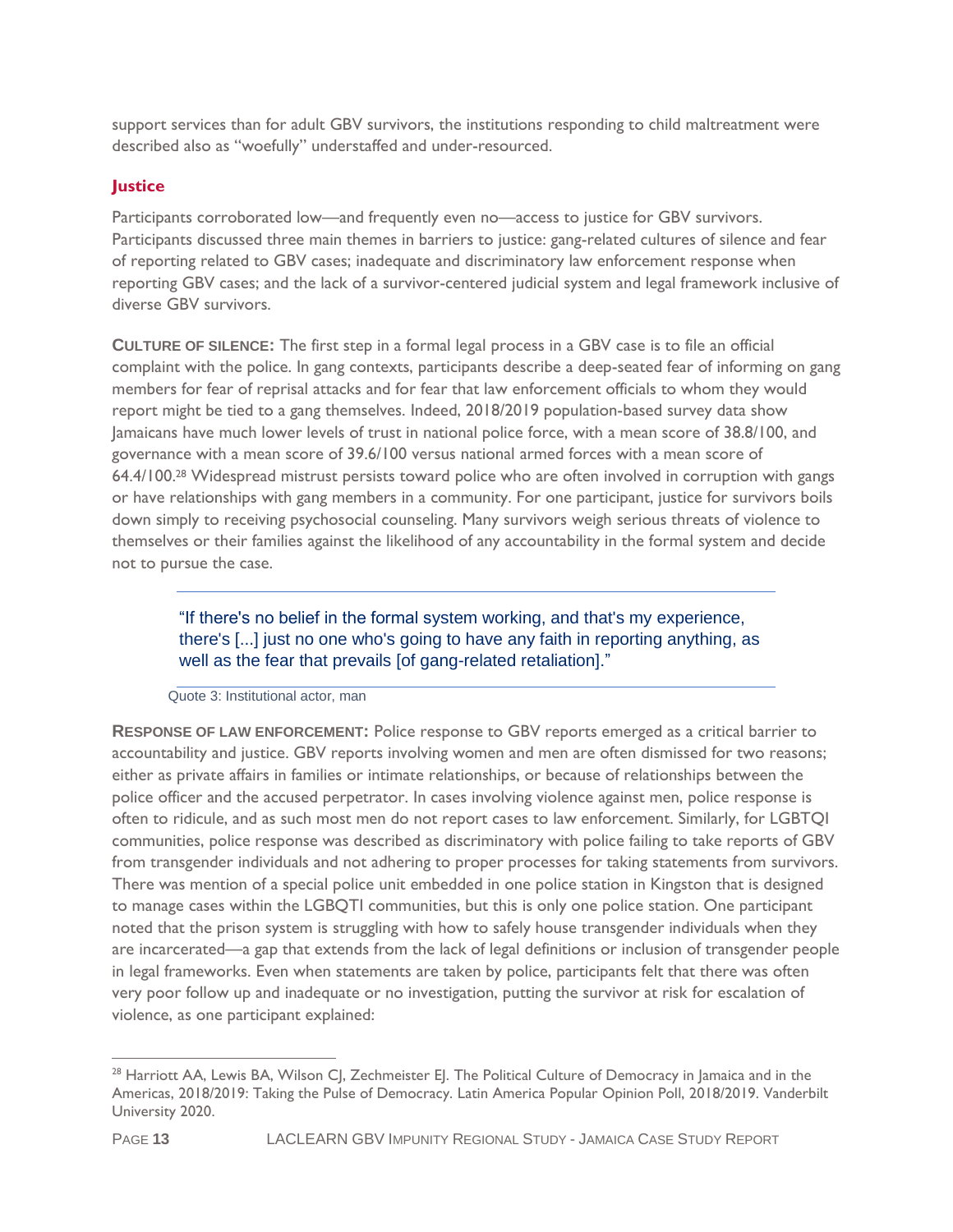support services than for adult GBV survivors, the institutions responding to child maltreatment were described also as "woefully" understaffed and under-resourced.

### Justice

Participants corroborated low—and frequently even no—access to justice for GBV survivors. Participants discussed three main themes in barriers to justice: gang-related cultures of silence and fear of reporting related to GBV cases; inadequate and discriminatory law enforcement response when reporting GBV cases; and the lack of a survivor-centered judicial system and legal framework inclusive of diverse GBV survivors.

**CULTURE OF SILENCE:** The first step in a formal legal process in a GBV case is to file an official complaint with the police. In gang contexts, participants describe a deep-seated fear of informing on gang members for fear of reprisal attacks and for fear that law enforcement officials to whom they would report might be tied to a gang themselves. Indeed, 2018/2019 population-based survey data show Jamaicans have much lower levels of trust in national police force, with a mean score of 38.8/100, and governance with a mean score of 39.6/100 versus national armed forces with a mean score of 64.4/100.[28] Widespread mistrust persists toward police who are often involved in corruption with gangs or have relationships with gang members in a community. For one participant, justice for survivors boils down simply to receiving psychosocial counseling. Many survivors weigh serious threats of violence to themselves or their families against the likelihood of any accountability in the formal system and decide not to pursue the case.

> "If there's no belief in the formal system working, and that's my experience, there's [...] just no one who's going to have any faith in reporting anything, as well as the fear that prevails [of gang-related retaliation]."

Quote 3: Institutional actor, man

**RESPONSE OF LAW ENFORCEMENT:** Police response to GBV reports emerged as a critical barrier to accountability and justice. GBV reports involving women and men are often dismissed for two reasons; either as private affairs in families or intimate relationships, or because of relationships between the police officer and the accused perpetrator. In cases involving violence against men, police response is often to ridicule, and as such most men do not report cases to law enforcement. Similarly, for LGBTQI communities, police response was described as discriminatory with police failing to take reports of GBV from transgender individuals and not adhering to proper processes for taking statements from survivors. There was mention of a special police unit embedded in one police station in Kingston that is designed to manage cases within the LGBQTI communities, but this is only one police station. One participant noted that the prison system is struggling with how to safely house transgender individuals when they are incarcerated—a gap that extends from the lack of legal definitions or inclusion of transgender people in legal frameworks. Even when statements are taken by police, participants felt that there was often very poor follow up and inadequate or no investigation, putting the survivor at risk for escalation of violence, as one participant explained:

---

[28] Harriott AA, Lewis BA, Wilson CJ, Zechmeister EJ. The Political Culture of Democracy in Jamaica and in the Americas, 2018/2019: Taking the Pulse of Democracy. Latin America Popular Opinion Poll, 2018/2019. Vanderbilt University 2020.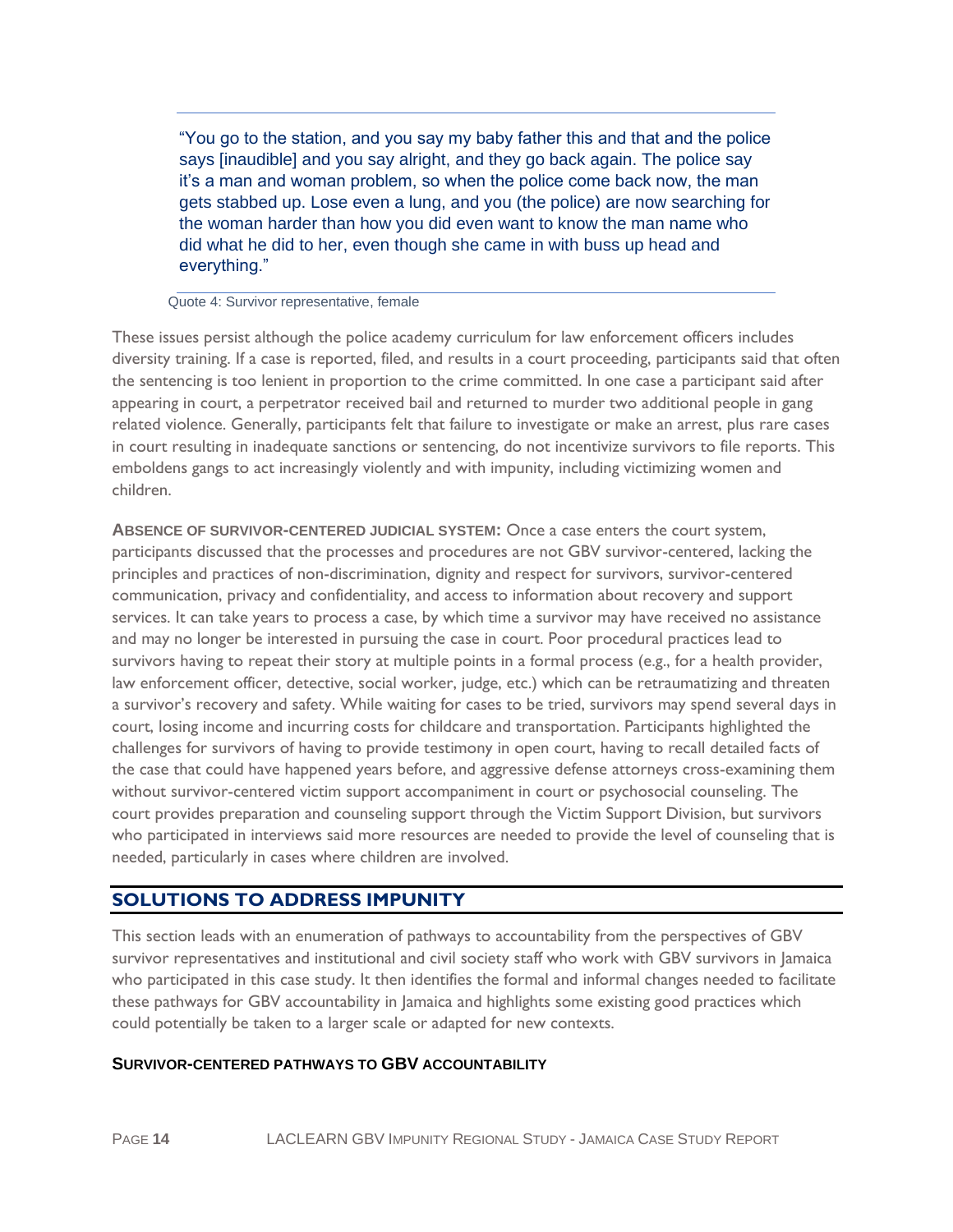> "You go to the station, and you say my baby father this and that and the police says [inaudible] and you say alright, and they go back again. The police say it's a man and woman problem, so when the police come back now, the man gets stabbed up. Lose even a lung, and you (the police) are now searching for the woman harder than how you did even want to know the man name who did what he did to her, even though she came in with buss up head and everything."

Quote 4: Survivor representative, female

These issues persist although the police academy curriculum for law enforcement officers includes diversity training. If a case is reported, filed, and results in a court proceeding, participants said that often the sentencing is too lenient in proportion to the crime committed. In one case a participant said after appearing in court, a perpetrator received bail and returned to murder two additional people in gang related violence. Generally, participants felt that failure to investigate or make an arrest, plus rare cases in court resulting in inadequate sanctions or sentencing, do not incentivize survivors to file reports. This emboldens gangs to act increasingly violently and with impunity, including victimizing women and children.

**ABSENCE OF SURVIVOR-CENTERED JUDICIAL SYSTEM:** Once a case enters the court system, participants discussed that the processes and procedures are not GBV survivor-centered, lacking the principles and practices of non-discrimination, dignity and respect for survivors, survivor-centered communication, privacy and confidentiality, and access to information about recovery and support services. It can take years to process a case, by which time a survivor may have received no assistance and may no longer be interested in pursuing the case in court. Poor procedural practices lead to survivors having to repeat their story at multiple points in a formal process (e.g., for a health provider, law enforcement officer, detective, social worker, judge, etc.) which can be retraumatizing and threaten a survivor's recovery and safety. While waiting for cases to be tried, survivors may spend several days in court, losing income and incurring costs for childcare and transportation. Participants highlighted the challenges for survivors of having to provide testimony in open court, having to recall detailed facts of the case that could have happened years before, and aggressive defense attorneys cross-examining them without survivor-centered victim support accompaniment in court or psychosocial counseling. The court provides preparation and counseling support through the Victim Support Division, but survivors who participated in interviews said more resources are needed to provide the level of counseling that is needed, particularly in cases where children are involved.

## SOLUTIONS TO ADDRESS IMPUNITY

This section leads with an enumeration of pathways to accountability from the perspectives of GBV survivor representatives and institutional and civil society staff who work with GBV survivors in Jamaica who participated in this case study. It then identifies the formal and informal changes needed to facilitate these pathways for GBV accountability in Jamaica and highlights some existing good practices which could potentially be taken to a larger scale or adapted for new contexts.

### SURVIVOR-CENTERED PATHWAYS TO GBV ACCOUNTABILITY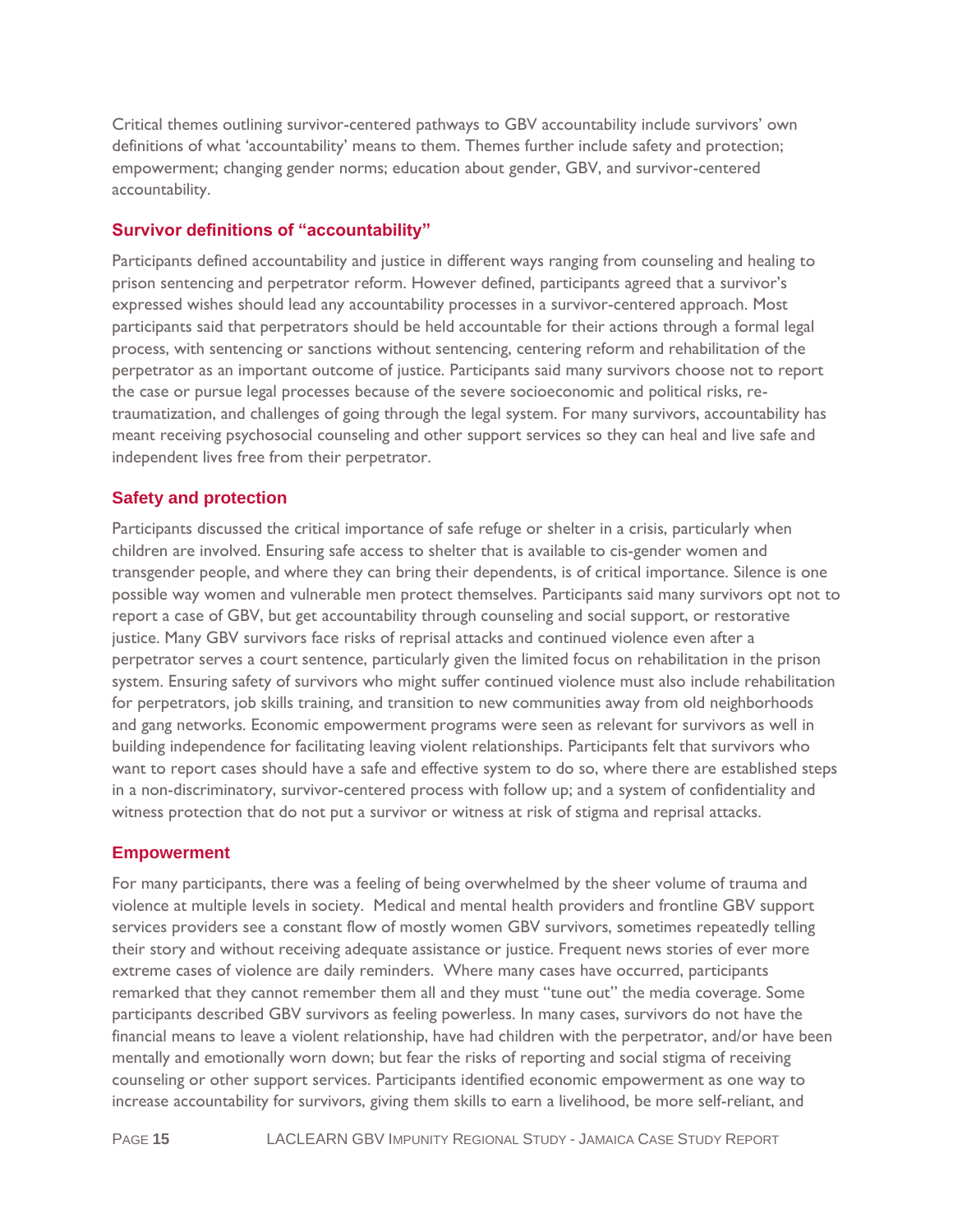Critical themes outlining survivor-centered pathways to GBV accountability include survivors' own definitions of what 'accountability' means to them. Themes further include safety and protection; empowerment; changing gender norms; education about gender, GBV, and survivor-centered accountability.

### Survivor definitions of "accountability"

Participants defined accountability and justice in different ways ranging from counseling and healing to prison sentencing and perpetrator reform. However defined, participants agreed that a survivor's expressed wishes should lead any accountability processes in a survivor-centered approach. Most participants said that perpetrators should be held accountable for their actions through a formal legal process, with sentencing or sanctions without sentencing, centering reform and rehabilitation of the perpetrator as an important outcome of justice. Participants said many survivors choose not to report the case or pursue legal processes because of the severe socioeconomic and political risks, re-traumatization, and challenges of going through the legal system. For many survivors, accountability has meant receiving psychosocial counseling and other support services so they can heal and live safe and independent lives free from their perpetrator.

### Safety and protection

Participants discussed the critical importance of safe refuge or shelter in a crisis, particularly when children are involved. Ensuring safe access to shelter that is available to cis-gender women and transgender people, and where they can bring their dependents, is of critical importance. Silence is one possible way women and vulnerable men protect themselves. Participants said many survivors opt not to report a case of GBV, but get accountability through counseling and social support, or restorative justice. Many GBV survivors face risks of reprisal attacks and continued violence even after a perpetrator serves a court sentence, particularly given the limited focus on rehabilitation in the prison system. Ensuring safety of survivors who might suffer continued violence must also include rehabilitation for perpetrators, job skills training, and transition to new communities away from old neighborhoods and gang networks. Economic empowerment programs were seen as relevant for survivors as well in building independence for facilitating leaving violent relationships. Participants felt that survivors who want to report cases should have a safe and effective system to do so, where there are established steps in a non-discriminatory, survivor-centered process with follow up; and a system of confidentiality and witness protection that do not put a survivor or witness at risk of stigma and reprisal attacks.

### Empowerment

For many participants, there was a feeling of being overwhelmed by the sheer volume of trauma and violence at multiple levels in society. Medical and mental health providers and frontline GBV support services providers see a constant flow of mostly women GBV survivors, sometimes repeatedly telling their story and without receiving adequate assistance or justice. Frequent news stories of ever more extreme cases of violence are daily reminders. Where many cases have occurred, participants remarked that they cannot remember them all and they must "tune out" the media coverage. Some participants described GBV survivors as feeling powerless. In many cases, survivors do not have the financial means to leave a violent relationship, have had children with the perpetrator, and/or have been mentally and emotionally worn down; but fear the risks of reporting and social stigma of receiving counseling or other support services. Participants identified economic empowerment as one way to increase accountability for survivors, giving them skills to earn a livelihood, be more self-reliant, and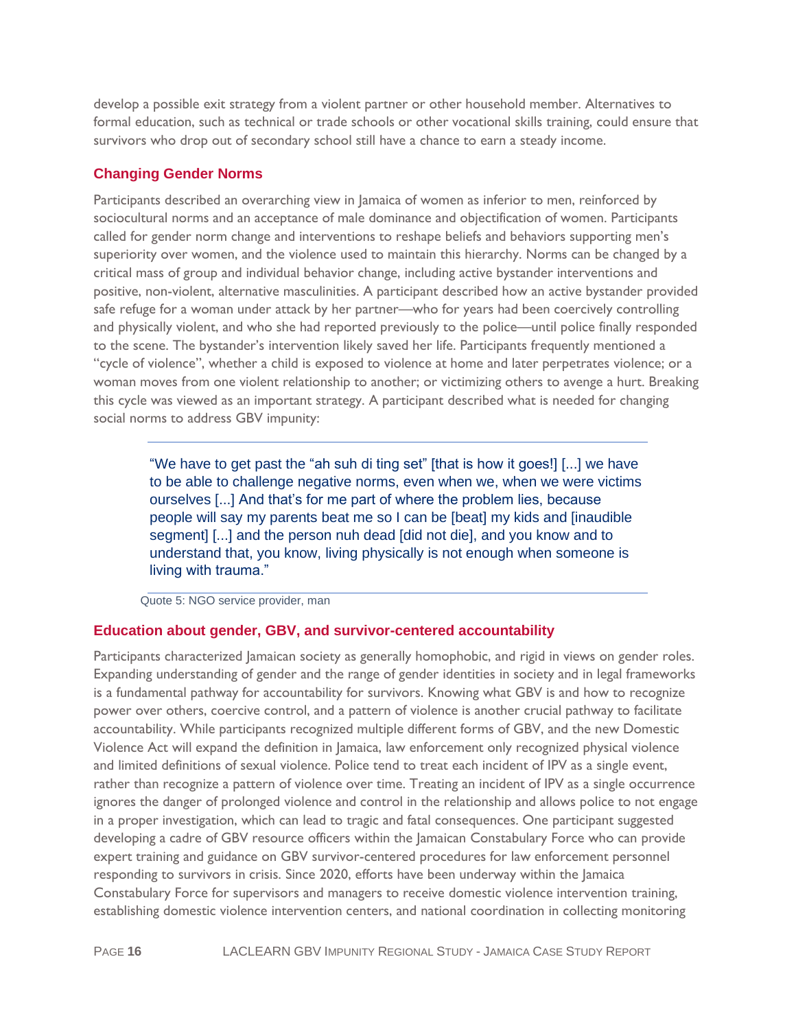develop a possible exit strategy from a violent partner or other household member. Alternatives to formal education, such as technical or trade schools or other vocational skills training, could ensure that survivors who drop out of secondary school still have a chance to earn a steady income.

### Changing Gender Norms

Participants described an overarching view in Jamaica of women as inferior to men, reinforced by sociocultural norms and an acceptance of male dominance and objectification of women. Participants called for gender norm change and interventions to reshape beliefs and behaviors supporting men's superiority over women, and the violence used to maintain this hierarchy. Norms can be changed by a critical mass of group and individual behavior change, including active bystander interventions and positive, non-violent, alternative masculinities. A participant described how an active bystander provided safe refuge for a woman under attack by her partner—who for years had been coercively controlling and physically violent, and who she had reported previously to the police—until police finally responded to the scene. The bystander's intervention likely saved her life. Participants frequently mentioned a "cycle of violence", whether a child is exposed to violence at home and later perpetrates violence; or a woman moves from one violent relationship to another; or victimizing others to avenge a hurt. Breaking this cycle was viewed as an important strategy. A participant described what is needed for changing social norms to address GBV impunity:

> "We have to get past the "ah suh di ting set" [that is how it goes!] [...] we have to be able to challenge negative norms, even when we, when we were victims ourselves [...] And that's for me part of where the problem lies, because people will say my parents beat me so I can be [beat] my kids and [inaudible segment] [...] and the person nuh dead [did not die], and you know and to understand that, you know, living physically is not enough when someone is living with trauma."

Quote 5: NGO service provider, man

### Education about gender, GBV, and survivor-centered accountability

Participants characterized Jamaican society as generally homophobic, and rigid in views on gender roles. Expanding understanding of gender and the range of gender identities in society and in legal frameworks is a fundamental pathway for accountability for survivors. Knowing what GBV is and how to recognize power over others, coercive control, and a pattern of violence is another crucial pathway to facilitate accountability. While participants recognized multiple different forms of GBV, and the new Domestic Violence Act will expand the definition in Jamaica, law enforcement only recognized physical violence and limited definitions of sexual violence. Police tend to treat each incident of IPV as a single event, rather than recognize a pattern of violence over time. Treating an incident of IPV as a single occurrence ignores the danger of prolonged violence and control in the relationship and allows police to not engage in a proper investigation, which can lead to tragic and fatal consequences. One participant suggested developing a cadre of GBV resource officers within the Jamaican Constabulary Force who can provide expert training and guidance on GBV survivor-centered procedures for law enforcement personnel responding to survivors in crisis. Since 2020, efforts have been underway within the Jamaica Constabulary Force for supervisors and managers to receive domestic violence intervention training, establishing domestic violence intervention centers, and national coordination in collecting monitoring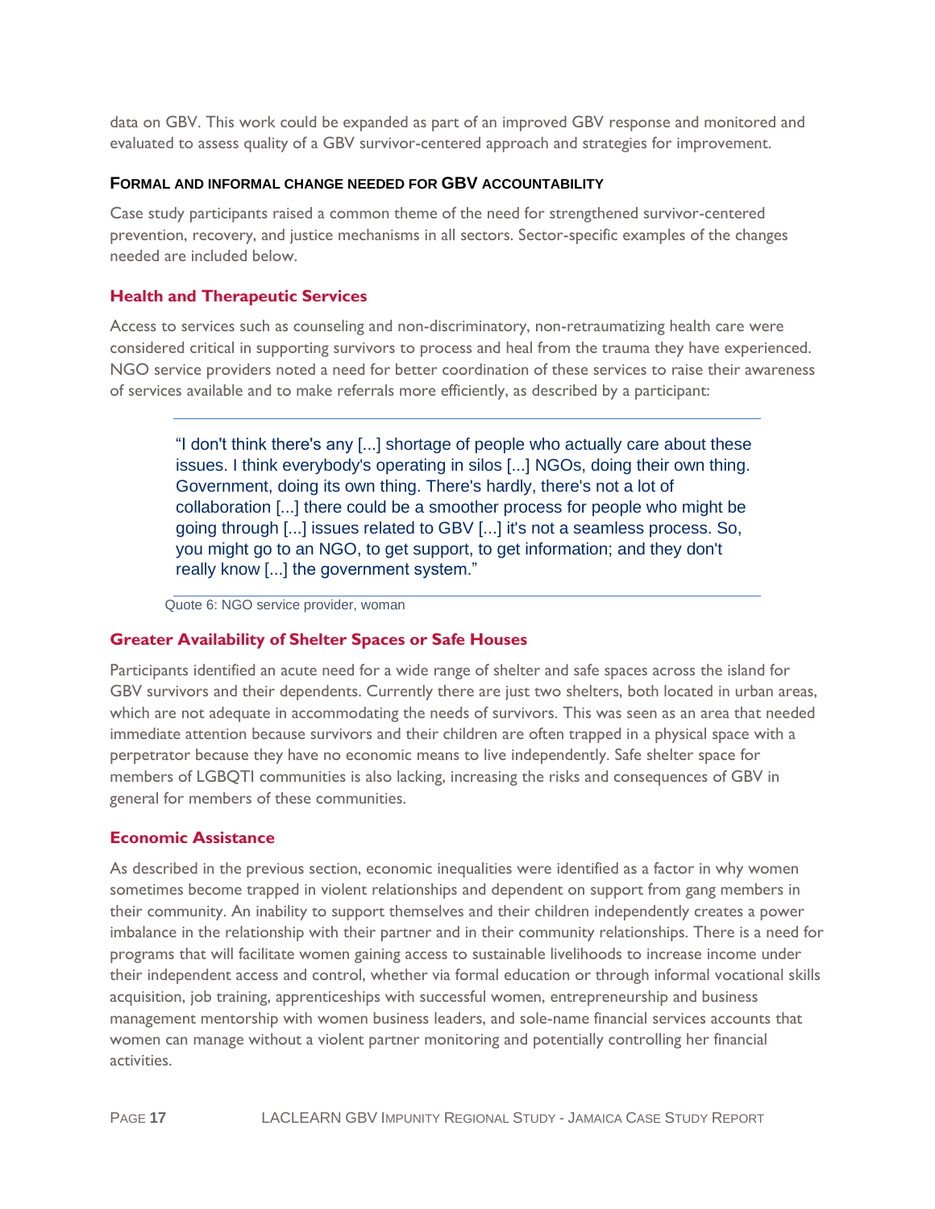data on GBV. This work could be expanded as part of an improved GBV response and monitored and evaluated to assess quality of a GBV survivor-centered approach and strategies for improvement.

### FORMAL AND INFORMAL CHANGE NEEDED FOR GBV ACCOUNTABILITY

Case study participants raised a common theme of the need for strengthened survivor-centered prevention, recovery, and justice mechanisms in all sectors. Sector-specific examples of the changes needed are included below.

#### Health and Therapeutic Services

Access to services such as counseling and non-discriminatory, non-retraumatizing health care were considered critical in supporting survivors to process and heal from the trauma they have experienced. NGO service providers noted a need for better coordination of these services to raise their awareness of services available and to make referrals more efficiently, as described by a participant:

> "I don't think there's any [...] shortage of people who actually care about these issues. I think everybody's operating in silos [...] NGOs, doing their own thing. Government, doing its own thing. There's hardly, there's not a lot of collaboration [...] there could be a smoother process for people who might be going through [...] issues related to GBV [...] it's not a seamless process. So, you might go to an NGO, to get support, to get information; and they don't really know [...] the government system."

Quote 6: NGO service provider, woman

#### Greater Availability of Shelter Spaces or Safe Houses

Participants identified an acute need for a wide range of shelter and safe spaces across the island for GBV survivors and their dependents. Currently there are just two shelters, both located in urban areas, which are not adequate in accommodating the needs of survivors. This was seen as an area that needed immediate attention because survivors and their children are often trapped in a physical space with a perpetrator because they have no economic means to live independently. Safe shelter space for members of LGBQTI communities is also lacking, increasing the risks and consequences of GBV in general for members of these communities.

#### Economic Assistance

As described in the previous section, economic inequalities were identified as a factor in why women sometimes become trapped in violent relationships and dependent on support from gang members in their community. An inability to support themselves and their children independently creates a power imbalance in the relationship with their partner and in their community relationships. There is a need for programs that will facilitate women gaining access to sustainable livelihoods to increase income under their independent access and control, whether via formal education or through informal vocational skills acquisition, job training, apprenticeships with successful women, entrepreneurship and business management mentorship with women business leaders, and sole-name financial services accounts that women can manage without a violent partner monitoring and potentially controlling her financial activities.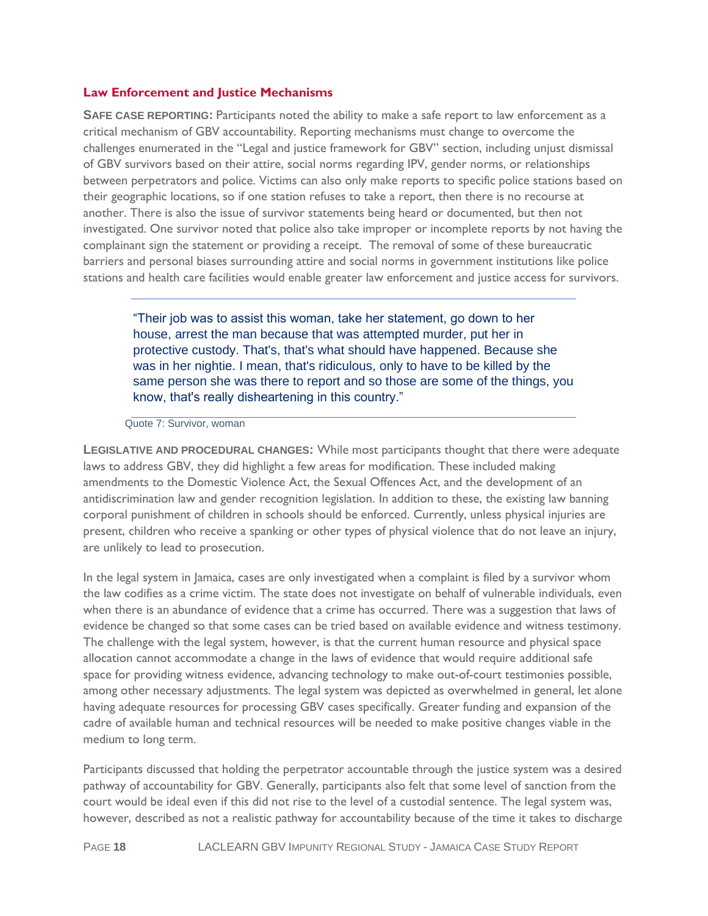### Law Enforcement and Justice Mechanisms

**SAFE CASE REPORTING:** Participants noted the ability to make a safe report to law enforcement as a critical mechanism of GBV accountability. Reporting mechanisms must change to overcome the challenges enumerated in the "Legal and justice framework for GBV" section, including unjust dismissal of GBV survivors based on their attire, social norms regarding IPV, gender norms, or relationships between perpetrators and police. Victims can also only make reports to specific police stations based on their geographic locations, so if one station refuses to take a report, then there is no recourse at another. There is also the issue of survivor statements being heard or documented, but then not investigated. One survivor noted that police also take improper or incomplete reports by not having the complainant sign the statement or providing a receipt. The removal of some of these bureaucratic barriers and personal biases surrounding attire and social norms in government institutions like police stations and health care facilities would enable greater law enforcement and justice access for survivors.

> "Their job was to assist this woman, take her statement, go down to her house, arrest the man because that was attempted murder, put her in protective custody. That's, that's what should have happened. Because she was in her nightie. I mean, that's ridiculous, only to have to be killed by the same person she was there to report and so those are some of the things, you know, that's really disheartening in this country."

Quote 7: Survivor, woman

**LEGISLATIVE AND PROCEDURAL CHANGES:** While most participants thought that there were adequate laws to address GBV, they did highlight a few areas for modification. These included making amendments to the Domestic Violence Act, the Sexual Offences Act, and the development of an antidiscrimination law and gender recognition legislation. In addition to these, the existing law banning corporal punishment of children in schools should be enforced. Currently, unless physical injuries are present, children who receive a spanking or other types of physical violence that do not leave an injury, are unlikely to lead to prosecution.

In the legal system in Jamaica, cases are only investigated when a complaint is filed by a survivor whom the law codifies as a crime victim. The state does not investigate on behalf of vulnerable individuals, even when there is an abundance of evidence that a crime has occurred. There was a suggestion that laws of evidence be changed so that some cases can be tried based on available evidence and witness testimony. The challenge with the legal system, however, is that the current human resource and physical space allocation cannot accommodate a change in the laws of evidence that would require additional safe space for providing witness evidence, advancing technology to make out-of-court testimonies possible, among other necessary adjustments. The legal system was depicted as overwhelmed in general, let alone having adequate resources for processing GBV cases specifically. Greater funding and expansion of the cadre of available human and technical resources will be needed to make positive changes viable in the medium to long term.

Participants discussed that holding the perpetrator accountable through the justice system was a desired pathway of accountability for GBV. Generally, participants also felt that some level of sanction from the court would be ideal even if this did not rise to the level of a custodial sentence. The legal system was, however, described as not a realistic pathway for accountability because of the time it takes to discharge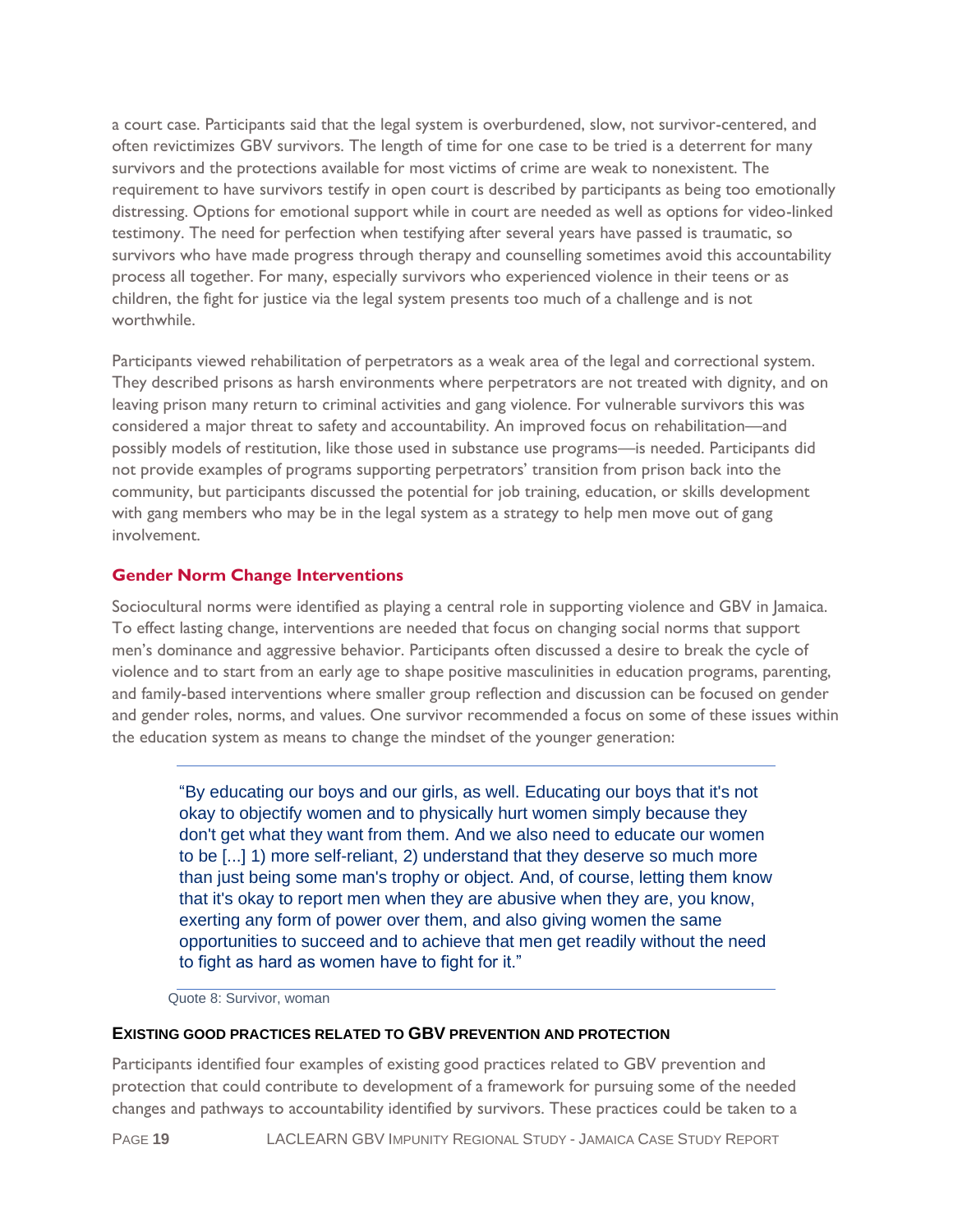a court case. Participants said that the legal system is overburdened, slow, not survivor-centered, and often revictimizes GBV survivors. The length of time for one case to be tried is a deterrent for many survivors and the protections available for most victims of crime are weak to nonexistent. The requirement to have survivors testify in open court is described by participants as being too emotionally distressing. Options for emotional support while in court are needed as well as options for video-linked testimony. The need for perfection when testifying after several years have passed is traumatic, so survivors who have made progress through therapy and counselling sometimes avoid this accountability process all together. For many, especially survivors who experienced violence in their teens or as children, the fight for justice via the legal system presents too much of a challenge and is not worthwhile.

Participants viewed rehabilitation of perpetrators as a weak area of the legal and correctional system. They described prisons as harsh environments where perpetrators are not treated with dignity, and on leaving prison many return to criminal activities and gang violence. For vulnerable survivors this was considered a major threat to safety and accountability. An improved focus on rehabilitation—and possibly models of restitution, like those used in substance use programs—is needed. Participants did not provide examples of programs supporting perpetrators' transition from prison back into the community, but participants discussed the potential for job training, education, or skills development with gang members who may be in the legal system as a strategy to help men move out of gang involvement.

### Gender Norm Change Interventions

Sociocultural norms were identified as playing a central role in supporting violence and GBV in Jamaica. To effect lasting change, interventions are needed that focus on changing social norms that support men's dominance and aggressive behavior. Participants often discussed a desire to break the cycle of violence and to start from an early age to shape positive masculinities in education programs, parenting, and family-based interventions where smaller group reflection and discussion can be focused on gender and gender roles, norms, and values. One survivor recommended a focus on some of these issues within the education system as means to change the mindset of the younger generation:

> "By educating our boys and our girls, as well. Educating our boys that it's not okay to objectify women and to physically hurt women simply because they don't get what they want from them. And we also need to educate our women to be [...] 1) more self-reliant, 2) understand that they deserve so much more than just being some man's trophy or object. And, of course, letting them know that it's okay to report men when they are abusive when they are, you know, exerting any form of power over them, and also giving women the same opportunities to succeed and to achieve that men get readily without the need to fight as hard as women have to fight for it."

Quote 8: Survivor, woman

## EXISTING GOOD PRACTICES RELATED TO GBV PREVENTION AND PROTECTION

Participants identified four examples of existing good practices related to GBV prevention and protection that could contribute to development of a framework for pursuing some of the needed changes and pathways to accountability identified by survivors. These practices could be taken to a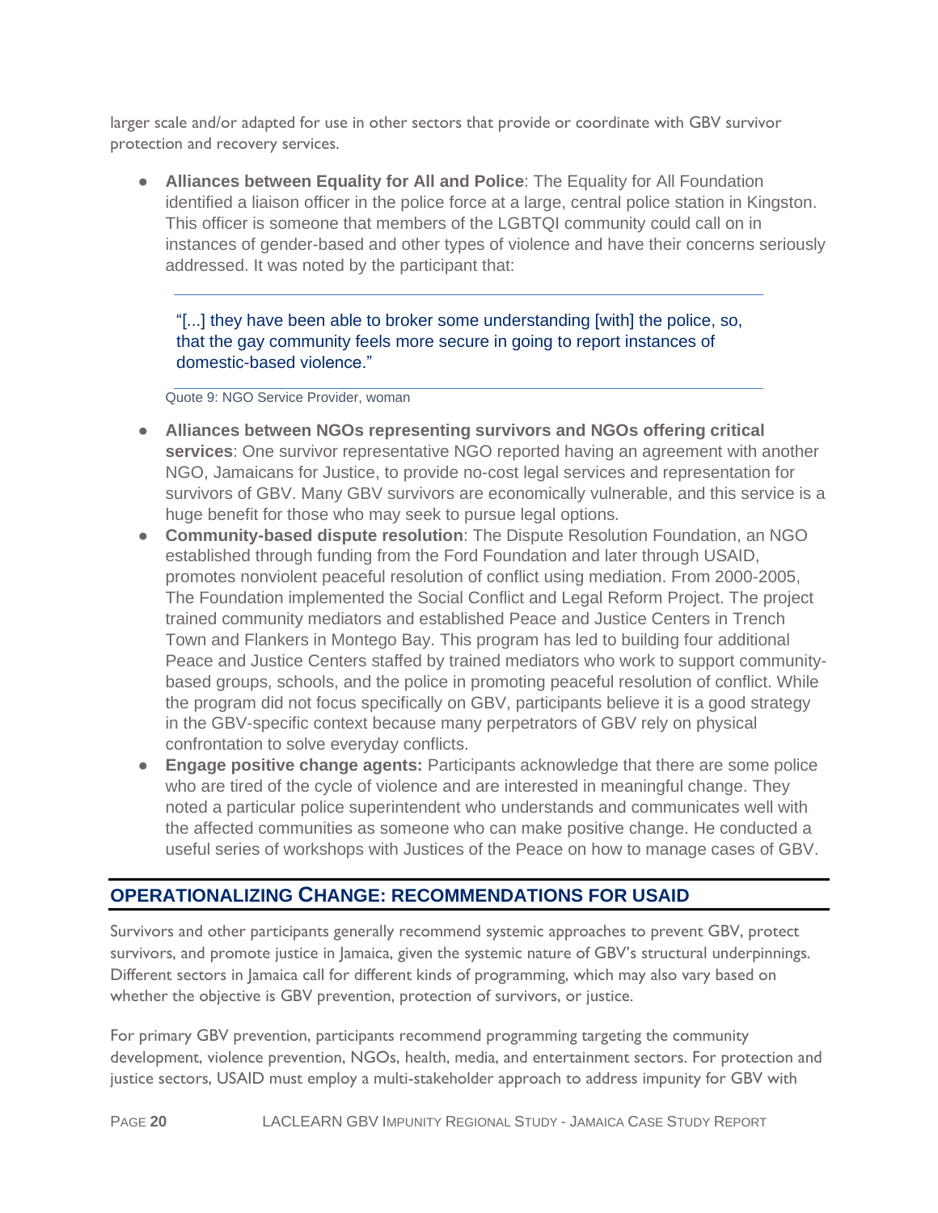larger scale and/or adapted for use in other sectors that provide or coordinate with GBV survivor protection and recovery services.

- **Alliances between Equality for All and Police**: The Equality for All Foundation identified a liaison officer in the police force at a large, central police station in Kingston. This officer is someone that members of the LGBTQI community could call on in instances of gender-based and other types of violence and have their concerns seriously addressed. It was noted by the participant that:

> "[...] they have been able to broker some understanding [with] the police, so, that the gay community feels more secure in going to report instances of domestic-based violence."

Quote 9: NGO Service Provider, woman

- **Alliances between NGOs representing survivors and NGOs offering critical services**: One survivor representative NGO reported having an agreement with another NGO, Jamaicans for Justice, to provide no-cost legal services and representation for survivors of GBV. Many GBV survivors are economically vulnerable, and this service is a huge benefit for those who may seek to pursue legal options.
- **Community-based dispute resolution**: The Dispute Resolution Foundation, an NGO established through funding from the Ford Foundation and later through USAID, promotes nonviolent peaceful resolution of conflict using mediation. From 2000-2005, The Foundation implemented the Social Conflict and Legal Reform Project. The project trained community mediators and established Peace and Justice Centers in Trench Town and Flankers in Montego Bay. This program has led to building four additional Peace and Justice Centers staffed by trained mediators who work to support community-based groups, schools, and the police in promoting peaceful resolution of conflict. While the program did not focus specifically on GBV, participants believe it is a good strategy in the GBV-specific context because many perpetrators of GBV rely on physical confrontation to solve everyday conflicts.
- **Engage positive change agents:** Participants acknowledge that there are some police who are tired of the cycle of violence and are interested in meaningful change. They noted a particular police superintendent who understands and communicates well with the affected communities as someone who can make positive change. He conducted a useful series of workshops with Justices of the Peace on how to manage cases of GBV.

## OPERATIONALIZING CHANGE: RECOMMENDATIONS FOR USAID

Survivors and other participants generally recommend systemic approaches to prevent GBV, protect survivors, and promote justice in Jamaica, given the systemic nature of GBV's structural underpinnings. Different sectors in Jamaica call for different kinds of programming, which may also vary based on whether the objective is GBV prevention, protection of survivors, or justice.

For primary GBV prevention, participants recommend programming targeting the community development, violence prevention, NGOs, health, media, and entertainment sectors. For protection and justice sectors, USAID must employ a multi-stakeholder approach to address impunity for GBV with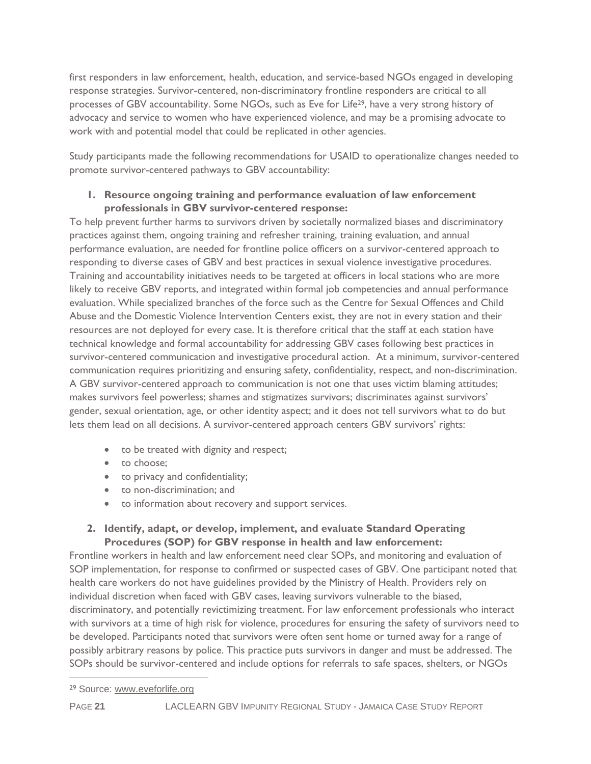first responders in law enforcement, health, education, and service-based NGOs engaged in developing response strategies. Survivor-centered, non-discriminatory frontline responders are critical to all processes of GBV accountability. Some NGOs, such as Eve for Life[29], have a very strong history of advocacy and service to women who have experienced violence, and may be a promising advocate to work with and potential model that could be replicated in other agencies.

Study participants made the following recommendations for USAID to operationalize changes needed to promote survivor-centered pathways to GBV accountability:

1. **Resource ongoing training and performance evaluation of law enforcement professionals in GBV survivor-centered response:**

To help prevent further harms to survivors driven by societally normalized biases and discriminatory practices against them, ongoing training and refresher training, training evaluation, and annual performance evaluation, are needed for frontline police officers on a survivor-centered approach to responding to diverse cases of GBV and best practices in sexual violence investigative procedures. Training and accountability initiatives needs to be targeted at officers in local stations who are more likely to receive GBV reports, and integrated within formal job competencies and annual performance evaluation. While specialized branches of the force such as the Centre for Sexual Offences and Child Abuse and the Domestic Violence Intervention Centers exist, they are not in every station and their resources are not deployed for every case. It is therefore critical that the staff at each station have technical knowledge and formal accountability for addressing GBV cases following best practices in survivor-centered communication and investigative procedural action. At a minimum, survivor-centered communication requires prioritizing and ensuring safety, confidentiality, respect, and non-discrimination. A GBV survivor-centered approach to communication is not one that uses victim blaming attitudes; makes survivors feel powerless; shames and stigmatizes survivors; discriminates against survivors' gender, sexual orientation, age, or other identity aspect; and it does not tell survivors what to do but lets them lead on all decisions. A survivor-centered approach centers GBV survivors' rights:

- to be treated with dignity and respect;
- to choose;
- to privacy and confidentiality;
- to non-discrimination; and
- to information about recovery and support services.

2. **Identify, adapt, or develop, implement, and evaluate Standard Operating Procedures (SOP) for GBV response in health and law enforcement:**

Frontline workers in health and law enforcement need clear SOPs, and monitoring and evaluation of SOP implementation, for response to confirmed or suspected cases of GBV. One participant noted that health care workers do not have guidelines provided by the Ministry of Health. Providers rely on individual discretion when faced with GBV cases, leaving survivors vulnerable to the biased, discriminatory, and potentially revictimizing treatment. For law enforcement professionals who interact with survivors at a time of high risk for violence, procedures for ensuring the safety of survivors need to be developed. Participants noted that survivors were often sent home or turned away for a range of possibly arbitrary reasons by police. This practice puts survivors in danger and must be addressed. The SOPs should be survivor-centered and include options for referrals to safe spaces, shelters, or NGOs

[29] Source: www.eveforlife.org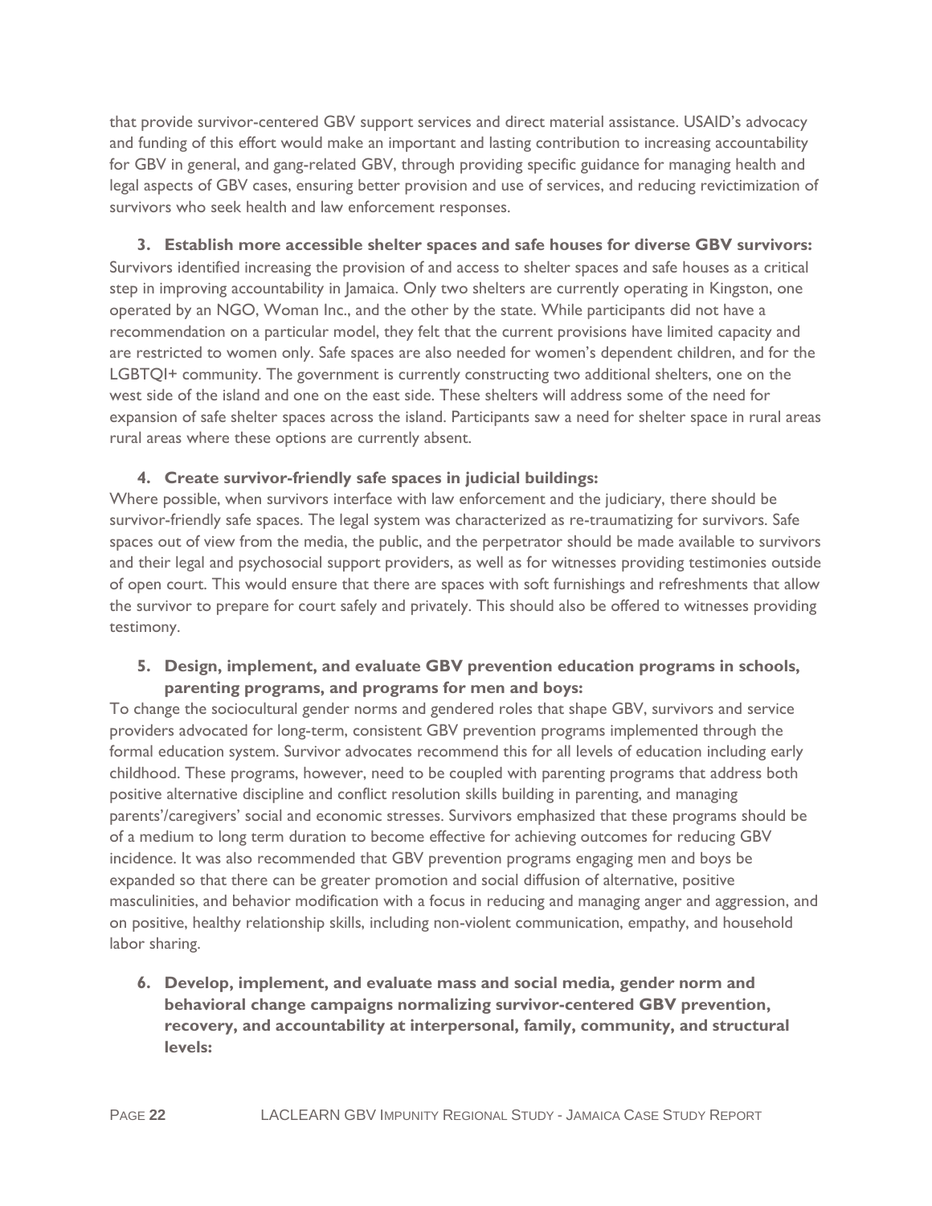that provide survivor-centered GBV support services and direct material assistance. USAID's advocacy and funding of this effort would make an important and lasting contribution to increasing accountability for GBV in general, and gang-related GBV, through providing specific guidance for managing health and legal aspects of GBV cases, ensuring better provision and use of services, and reducing revictimization of survivors who seek health and law enforcement responses.

3. **Establish more accessible shelter spaces and safe houses for diverse GBV survivors:**

Survivors identified increasing the provision of and access to shelter spaces and safe houses as a critical step in improving accountability in Jamaica. Only two shelters are currently operating in Kingston, one operated by an NGO, Woman Inc., and the other by the state. While participants did not have a recommendation on a particular model, they felt that the current provisions have limited capacity and are restricted to women only. Safe spaces are also needed for women's dependent children, and for the LGBTQI+ community. The government is currently constructing two additional shelters, one on the west side of the island and one on the east side. These shelters will address some of the need for expansion of safe shelter spaces across the island. Participants saw a need for shelter space in rural areas rural areas where these options are currently absent.

4. **Create survivor-friendly safe spaces in judicial buildings:**

Where possible, when survivors interface with law enforcement and the judiciary, there should be survivor-friendly safe spaces. The legal system was characterized as re-traumatizing for survivors. Safe spaces out of view from the media, the public, and the perpetrator should be made available to survivors and their legal and psychosocial support providers, as well as for witnesses providing testimonies outside of open court. This would ensure that there are spaces with soft furnishings and refreshments that allow the survivor to prepare for court safely and privately. This should also be offered to witnesses providing testimony.

5. **Design, implement, and evaluate GBV prevention education programs in schools, parenting programs, and programs for men and boys:**

To change the sociocultural gender norms and gendered roles that shape GBV, survivors and service providers advocated for long-term, consistent GBV prevention programs implemented through the formal education system. Survivor advocates recommend this for all levels of education including early childhood. These programs, however, need to be coupled with parenting programs that address both positive alternative discipline and conflict resolution skills building in parenting, and managing parents'/caregivers' social and economic stresses. Survivors emphasized that these programs should be of a medium to long term duration to become effective for achieving outcomes for reducing GBV incidence. It was also recommended that GBV prevention programs engaging men and boys be expanded so that there can be greater promotion and social diffusion of alternative, positive masculinities, and behavior modification with a focus in reducing and managing anger and aggression, and on positive, healthy relationship skills, including non-violent communication, empathy, and household labor sharing.

6. **Develop, implement, and evaluate mass and social media, gender norm and behavioral change campaigns normalizing survivor-centered GBV prevention, recovery, and accountability at interpersonal, family, community, and structural levels:**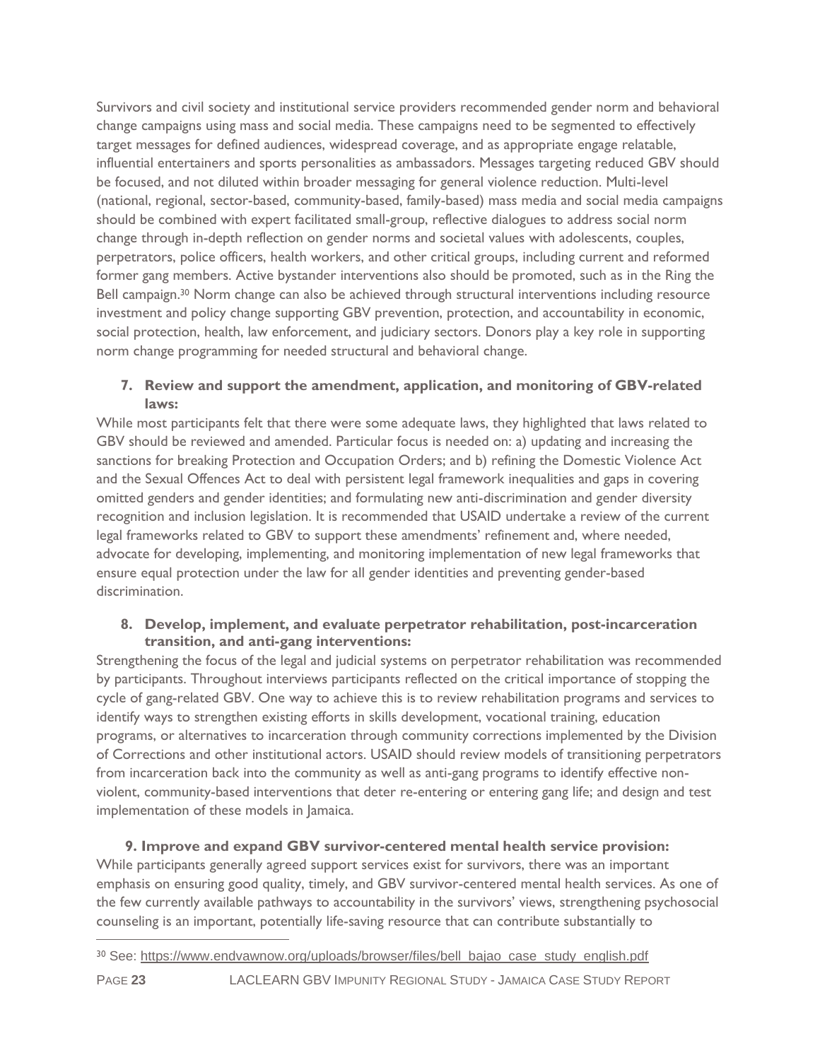Survivors and civil society and institutional service providers recommended gender norm and behavioral change campaigns using mass and social media. These campaigns need to be segmented to effectively target messages for defined audiences, widespread coverage, and as appropriate engage relatable, influential entertainers and sports personalities as ambassadors. Messages targeting reduced GBV should be focused, and not diluted within broader messaging for general violence reduction. Multi-level (national, regional, sector-based, community-based, family-based) mass media and social media campaigns should be combined with expert facilitated small-group, reflective dialogues to address social norm change through in-depth reflection on gender norms and societal values with adolescents, couples, perpetrators, police officers, health workers, and other critical groups, including current and reformed former gang members. Active bystander interventions also should be promoted, such as in the Ring the Bell campaign.[30] Norm change can also be achieved through structural interventions including resource investment and policy change supporting GBV prevention, protection, and accountability in economic, social protection, health, law enforcement, and judiciary sectors. Donors play a key role in supporting norm change programming for needed structural and behavioral change.

**7. Review and support the amendment, application, and monitoring of GBV-related laws:**

While most participants felt that there were some adequate laws, they highlighted that laws related to GBV should be reviewed and amended. Particular focus is needed on: a) updating and increasing the sanctions for breaking Protection and Occupation Orders; and b) refining the Domestic Violence Act and the Sexual Offences Act to deal with persistent legal framework inequalities and gaps in covering omitted genders and gender identities; and formulating new anti-discrimination and gender diversity recognition and inclusion legislation. It is recommended that USAID undertake a review of the current legal frameworks related to GBV to support these amendments' refinement and, where needed, advocate for developing, implementing, and monitoring implementation of new legal frameworks that ensure equal protection under the law for all gender identities and preventing gender-based discrimination.

**8. Develop, implement, and evaluate perpetrator rehabilitation, post-incarceration transition, and anti-gang interventions:**

Strengthening the focus of the legal and judicial systems on perpetrator rehabilitation was recommended by participants. Throughout interviews participants reflected on the critical importance of stopping the cycle of gang-related GBV. One way to achieve this is to review rehabilitation programs and services to identify ways to strengthen existing efforts in skills development, vocational training, education programs, or alternatives to incarceration through community corrections implemented by the Division of Corrections and other institutional actors. USAID should review models of transitioning perpetrators from incarceration back into the community as well as anti-gang programs to identify effective non-violent, community-based interventions that deter re-entering or entering gang life; and design and test implementation of these models in Jamaica.

**9. Improve and expand GBV survivor-centered mental health service provision:**

While participants generally agreed support services exist for survivors, there was an important emphasis on ensuring good quality, timely, and GBV survivor-centered mental health services. As one of the few currently available pathways to accountability in the survivors' views, strengthening psychosocial counseling is an important, potentially life-saving resource that can contribute substantially to

[30] See: https://www.endvawnow.org/uploads/browser/files/bell_bajao_case_study_english.pdf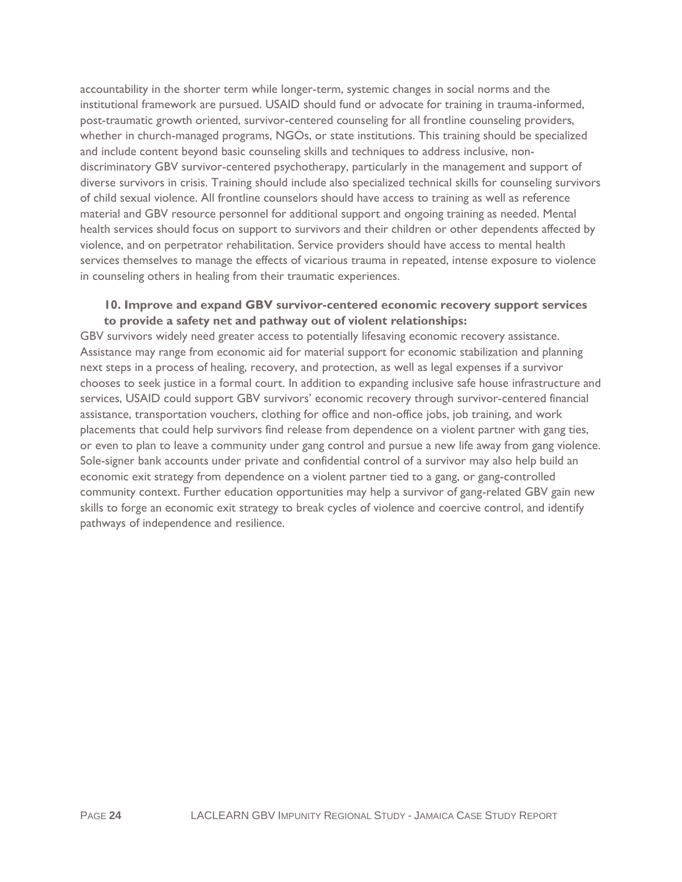accountability in the shorter term while longer-term, systemic changes in social norms and the institutional framework are pursued. USAID should fund or advocate for training in trauma-informed, post-traumatic growth oriented, survivor-centered counseling for all frontline counseling providers, whether in church-managed programs, NGOs, or state institutions. This training should be specialized and include content beyond basic counseling skills and techniques to address inclusive, non-discriminatory GBV survivor-centered psychotherapy, particularly in the management and support of diverse survivors in crisis. Training should include also specialized technical skills for counseling survivors of child sexual violence. All frontline counselors should have access to training as well as reference material and GBV resource personnel for additional support and ongoing training as needed. Mental health services should focus on support to survivors and their children or other dependents affected by violence, and on perpetrator rehabilitation. Service providers should have access to mental health services themselves to manage the effects of vicarious trauma in repeated, intense exposure to violence in counseling others in healing from their traumatic experiences.

**10. Improve and expand GBV survivor-centered economic recovery support services to provide a safety net and pathway out of violent relationships:**

GBV survivors widely need greater access to potentially lifesaving economic recovery assistance. Assistance may range from economic aid for material support for economic stabilization and planning next steps in a process of healing, recovery, and protection, as well as legal expenses if a survivor chooses to seek justice in a formal court. In addition to expanding inclusive safe house infrastructure and services, USAID could support GBV survivors' economic recovery through survivor-centered financial assistance, transportation vouchers, clothing for office and non-office jobs, job training, and work placements that could help survivors find release from dependence on a violent partner with gang ties, or even to plan to leave a community under gang control and pursue a new life away from gang violence. Sole-signer bank accounts under private and confidential control of a survivor may also help build an economic exit strategy from dependence on a violent partner tied to a gang, or gang-controlled community context. Further education opportunities may help a survivor of gang-related GBV gain new skills to forge an economic exit strategy to break cycles of violence and coercive control, and identify pathways of independence and resilience.